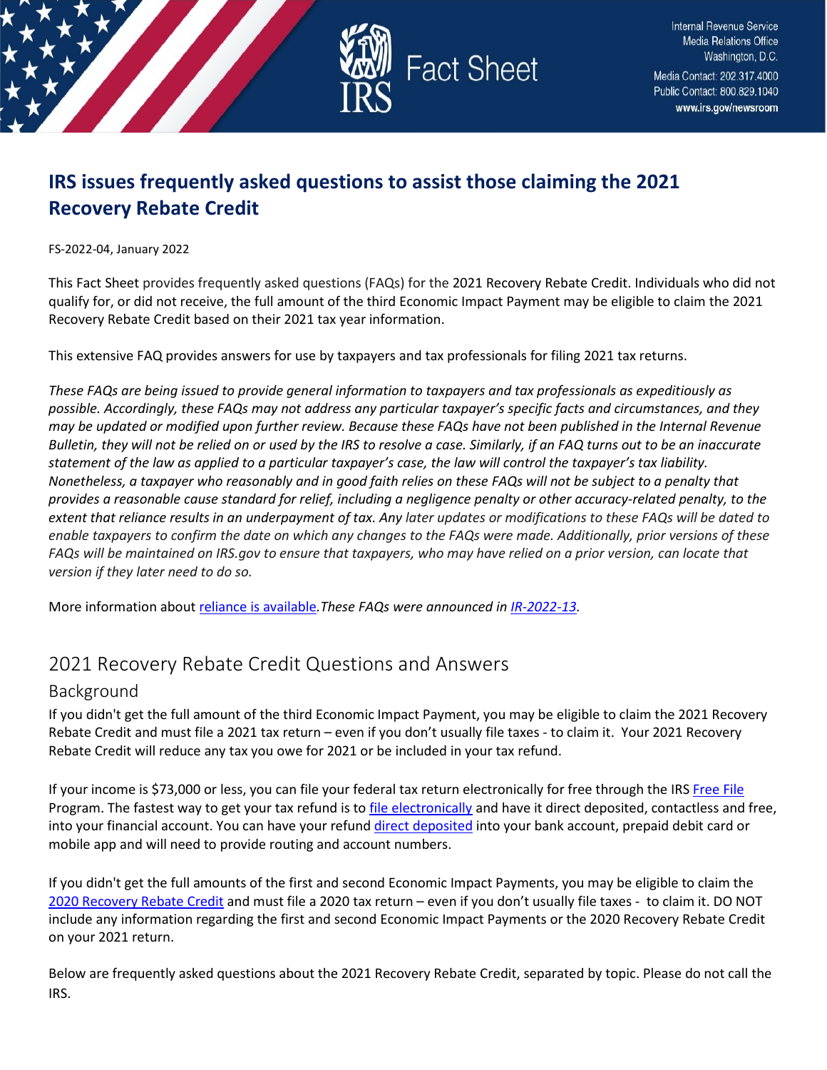# IRS issues frequently asked questions to assist those claiming the 2021 Recovery Rebate Credit

FS-2022-04, January 2022

This Fact Sheet provides frequently asked questions (FAQs) for the 2021 Recovery Rebate Credit. Individuals who did not qualify for, or did not receive, the full amount of the third Economic Impact Payment may be eligible to claim the 2021 Recovery Rebate Credit based on their 2021 tax year information.

This extensive FAQ provides answers for use by taxpayers and tax professionals for filing 2021 tax returns.

*These FAQs are being issued to provide general information to taxpayers and tax professionals as expeditiously as possible. Accordingly, these FAQs may not address any particular taxpayer's specific facts and circumstances, and they may be updated or modified upon further review. Because these FAQs have not been published in the Internal Revenue Bulletin, they will not be relied on or used by the IRS to resolve a case. Similarly, if an FAQ turns out to be an inaccurate statement of the law as applied to a particular taxpayer's case, the law will control the taxpayer's tax liability. Nonetheless, a taxpayer who reasonably and in good faith relies on these FAQs will not be subject to a penalty that provides a reasonable cause standard for relief, including a negligence penalty or other accuracy-related penalty, to the extent that reliance results in an underpayment of tax. Any later updates or modifications to these FAQs will be dated to enable taxpayers to confirm the date on which any changes to the FAQs were made. Additionally, prior versions of these FAQs will be maintained on IRS.gov to ensure that taxpayers, who may have relied on a prior version, can locate that version if they later need to do so.*

More information about reliance is available. *These FAQs were announced in IR-2022-13.*

## 2021 Recovery Rebate Credit Questions and Answers

### Background

If you didn't get the full amount of the third Economic Impact Payment, you may be eligible to claim the 2021 Recovery Rebate Credit and must file a 2021 tax return – even if you don't usually file taxes - to claim it. Your 2021 Recovery Rebate Credit will reduce any tax you owe for 2021 or be included in your tax refund.

If your income is $73,000 or less, you can file your federal tax return electronically for free through the IRS Free File Program. The fastest way to get your tax refund is to file electronically and have it direct deposited, contactless and free, into your financial account. You can have your refund direct deposited into your bank account, prepaid debit card or mobile app and will need to provide routing and account numbers.

If you didn't get the full amounts of the first and second Economic Impact Payments, you may be eligible to claim the 2020 Recovery Rebate Credit and must file a 2020 tax return – even if you don't usually file taxes - to claim it. DO NOT include any information regarding the first and second Economic Impact Payments or the 2020 Recovery Rebate Credit on your 2021 return.

Below are frequently asked questions about the 2021 Recovery Rebate Credit, separated by topic. Please do not call the IRS.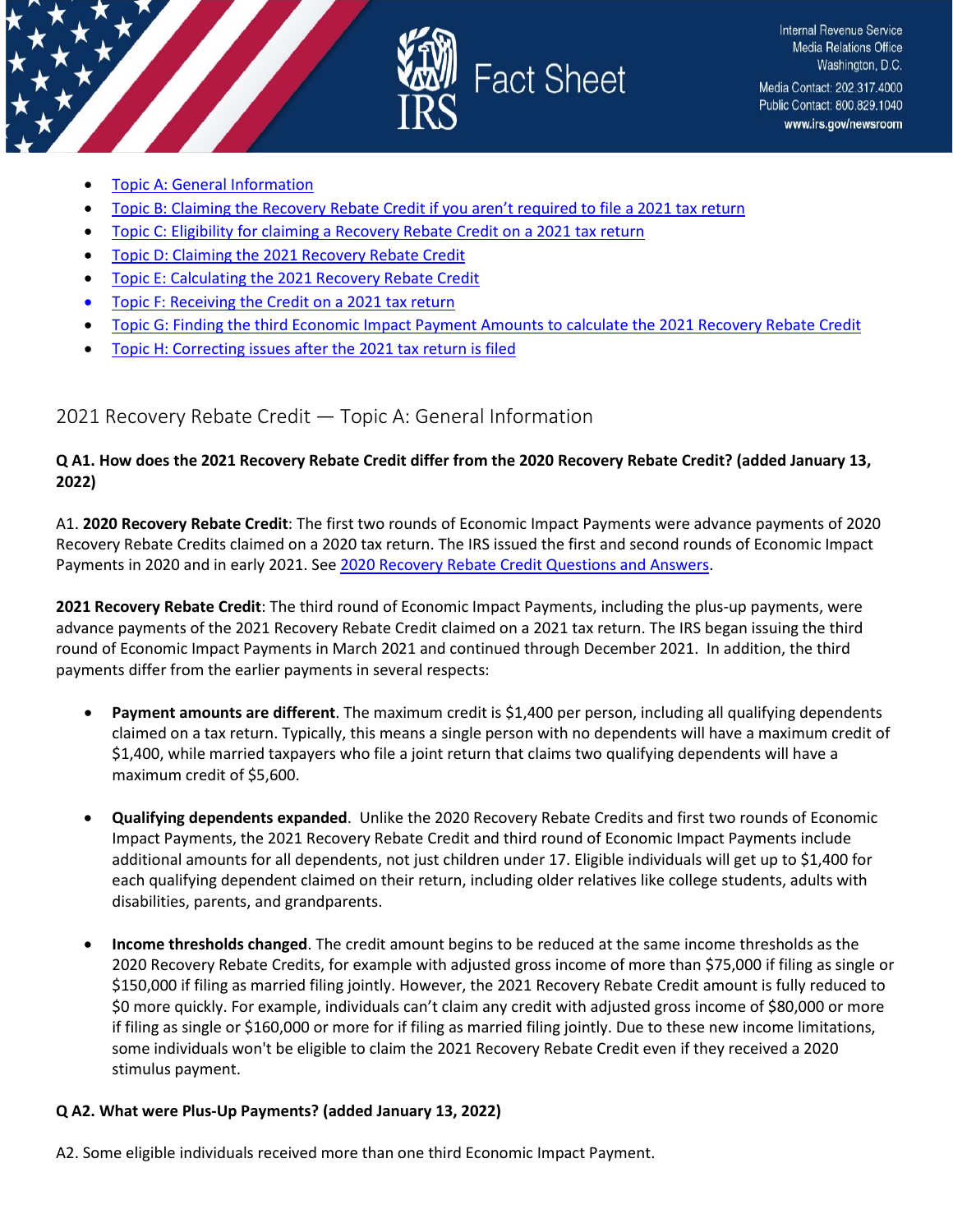- Topic A: General Information
- Topic B: Claiming the Recovery Rebate Credit if you aren't required to file a 2021 tax return
- Topic C: Eligibility for claiming a Recovery Rebate Credit on a 2021 tax return
- Topic D: Claiming the 2021 Recovery Rebate Credit
- Topic E: Calculating the 2021 Recovery Rebate Credit
- Topic F: Receiving the Credit on a 2021 tax return
- Topic G: Finding the third Economic Impact Payment Amounts to calculate the 2021 Recovery Rebate Credit
- Topic H: Correcting issues after the 2021 tax return is filed

## 2021 Recovery Rebate Credit — Topic A: General Information

**Q A1. How does the 2021 Recovery Rebate Credit differ from the 2020 Recovery Rebate Credit? (added January 13, 2022)**

A1. **2020 Recovery Rebate Credit**: The first two rounds of Economic Impact Payments were advance payments of 2020 Recovery Rebate Credits claimed on a 2020 tax return. The IRS issued the first and second rounds of Economic Impact Payments in 2020 and in early 2021. See 2020 Recovery Rebate Credit Questions and Answers.

**2021 Recovery Rebate Credit**: The third round of Economic Impact Payments, including the plus-up payments, were advance payments of the 2021 Recovery Rebate Credit claimed on a 2021 tax return. The IRS began issuing the third round of Economic Impact Payments in March 2021 and continued through December 2021. In addition, the third payments differ from the earlier payments in several respects:

- **Payment amounts are different**. The maximum credit is $1,400 per person, including all qualifying dependents claimed on a tax return. Typically, this means a single person with no dependents will have a maximum credit of $1,400, while married taxpayers who file a joint return that claims two qualifying dependents will have a maximum credit of $5,600.

- **Qualifying dependents expanded**. Unlike the 2020 Recovery Rebate Credits and first two rounds of Economic Impact Payments, the 2021 Recovery Rebate Credit and third round of Economic Impact Payments include additional amounts for all dependents, not just children under 17. Eligible individuals will get up to $1,400 for each qualifying dependent claimed on their return, including older relatives like college students, adults with disabilities, parents, and grandparents.

- **Income thresholds changed**. The credit amount begins to be reduced at the same income thresholds as the 2020 Recovery Rebate Credits, for example with adjusted gross income of more than $75,000 if filing as single or $150,000 if filing as married filing jointly. However, the 2021 Recovery Rebate Credit amount is fully reduced to $0 more quickly. For example, individuals can't claim any credit with adjusted gross income of $80,000 or more if filing as single or $160,000 or more for if filing as married filing jointly. Due to these new income limitations, some individuals won't be eligible to claim the 2021 Recovery Rebate Credit even if they received a 2020 stimulus payment.

**Q A2. What were Plus-Up Payments? (added January 13, 2022)**

A2. Some eligible individuals received more than one third Economic Impact Payment.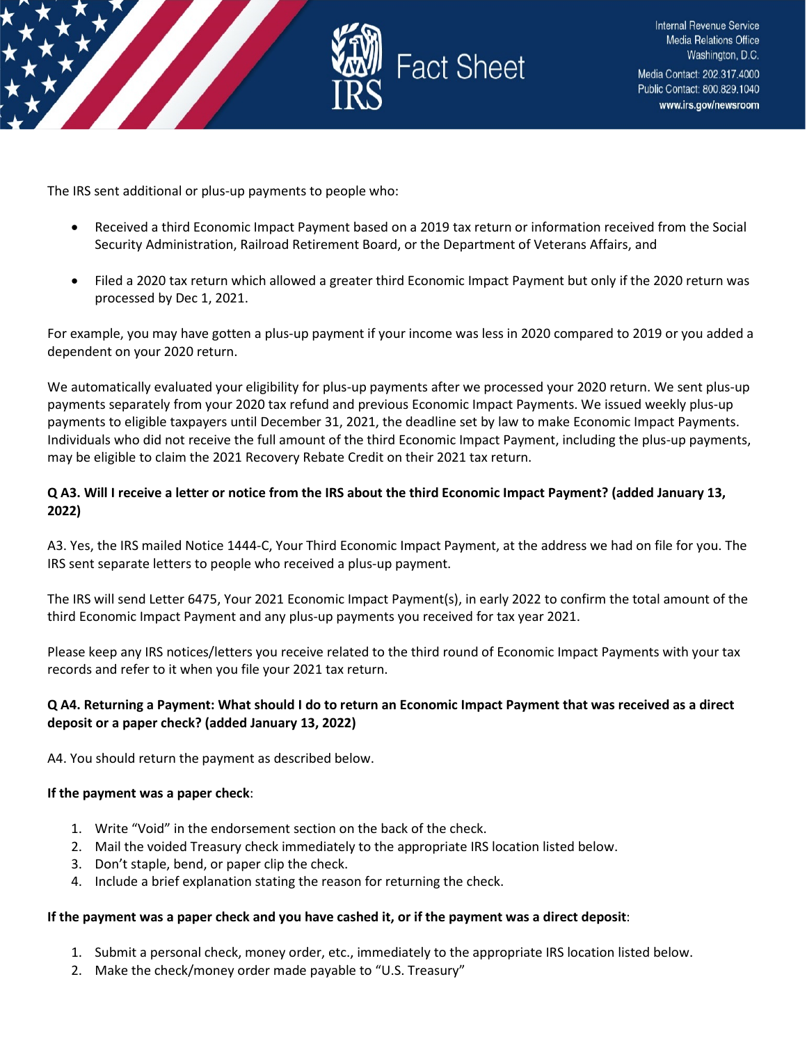The IRS sent additional or plus-up payments to people who:

- Received a third Economic Impact Payment based on a 2019 tax return or information received from the Social Security Administration, Railroad Retirement Board, or the Department of Veterans Affairs, and
- Filed a 2020 tax return which allowed a greater third Economic Impact Payment but only if the 2020 return was processed by Dec 1, 2021.

For example, you may have gotten a plus-up payment if your income was less in 2020 compared to 2019 or you added a dependent on your 2020 return.

We automatically evaluated your eligibility for plus-up payments after we processed your 2020 return. We sent plus-up payments separately from your 2020 tax refund and previous Economic Impact Payments. We issued weekly plus-up payments to eligible taxpayers until December 31, 2021, the deadline set by law to make Economic Impact Payments. Individuals who did not receive the full amount of the third Economic Impact Payment, including the plus-up payments, may be eligible to claim the 2021 Recovery Rebate Credit on their 2021 tax return.

**Q A3. Will I receive a letter or notice from the IRS about the third Economic Impact Payment? (added January 13, 2022)**

A3. Yes, the IRS mailed Notice 1444-C, Your Third Economic Impact Payment, at the address we had on file for you. The IRS sent separate letters to people who received a plus-up payment.

The IRS will send Letter 6475, Your 2021 Economic Impact Payment(s), in early 2022 to confirm the total amount of the third Economic Impact Payment and any plus-up payments you received for tax year 2021.

Please keep any IRS notices/letters you receive related to the third round of Economic Impact Payments with your tax records and refer to it when you file your 2021 tax return.

**Q A4. Returning a Payment: What should I do to return an Economic Impact Payment that was received as a direct deposit or a paper check? (added January 13, 2022)**

A4. You should return the payment as described below.

**If the payment was a paper check**:

1. Write "Void" in the endorsement section on the back of the check.
2. Mail the voided Treasury check immediately to the appropriate IRS location listed below.
3. Don't staple, bend, or paper clip the check.
4. Include a brief explanation stating the reason for returning the check.

**If the payment was a paper check and you have cashed it, or if the payment was a direct deposit**:

1. Submit a personal check, money order, etc., immediately to the appropriate IRS location listed below.
2. Make the check/money order made payable to "U.S. Treasury"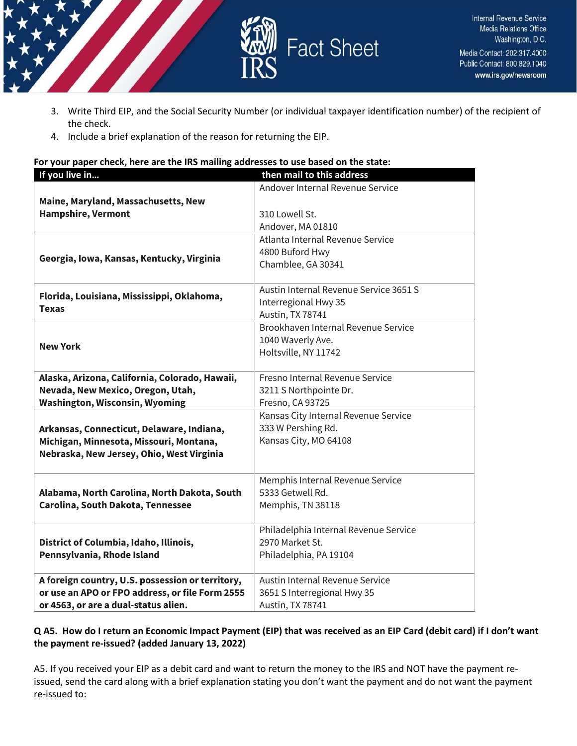3. Write Third EIP, and the Social Security Number (or individual taxpayer identification number) of the recipient of the check.
4. Include a brief explanation of the reason for returning the EIP.

**For your paper check, here are the IRS mailing addresses to use based on the state:**

| If you live in… | then mail to this address |
|---|---|
| **Maine, Maryland, Massachusetts, New Hampshire, Vermont** | Andover Internal Revenue Service<br><br>310 Lowell St.<br>Andover, MA 01810 |
| **Georgia, Iowa, Kansas, Kentucky, Virginia** | Atlanta Internal Revenue Service<br>4800 Buford Hwy<br>Chamblee, GA 30341 |
| **Florida, Louisiana, Mississippi, Oklahoma, Texas** | Austin Internal Revenue Service 3651 S Interregional Hwy 35<br>Austin, TX 78741 |
| **New York** | Brookhaven Internal Revenue Service<br>1040 Waverly Ave.<br>Holtsville, NY 11742 |
| **Alaska, Arizona, California, Colorado, Hawaii, Nevada, New Mexico, Oregon, Utah, Washington, Wisconsin, Wyoming** | Fresno Internal Revenue Service<br>3211 S Northpointe Dr.<br>Fresno, CA 93725 |
| **Arkansas, Connecticut, Delaware, Indiana, Michigan, Minnesota, Missouri, Montana, Nebraska, New Jersey, Ohio, West Virginia** | Kansas City Internal Revenue Service<br>333 W Pershing Rd.<br>Kansas City, MO 64108 |
| **Alabama, North Carolina, North Dakota, South Carolina, South Dakota, Tennessee** | Memphis Internal Revenue Service<br>5333 Getwell Rd.<br>Memphis, TN 38118 |
| **District of Columbia, Idaho, Illinois, Pennsylvania, Rhode Island** | Philadelphia Internal Revenue Service<br>2970 Market St.<br>Philadelphia, PA 19104 |
| **A foreign country, U.S. possession or territory, or use an APO or FPO address, or file Form 2555 or 4563, or are a dual-status alien.** | Austin Internal Revenue Service<br>3651 S Interregional Hwy 35<br>Austin, TX 78741 |

**Q A5. How do I return an Economic Impact Payment (EIP) that was received as an EIP Card (debit card) if I don't want the payment re-issued? (added January 13, 2022)**

A5. If you received your EIP as a debit card and want to return the money to the IRS and NOT have the payment re-issued, send the card along with a brief explanation stating you don't want the payment and do not want the payment re-issued to: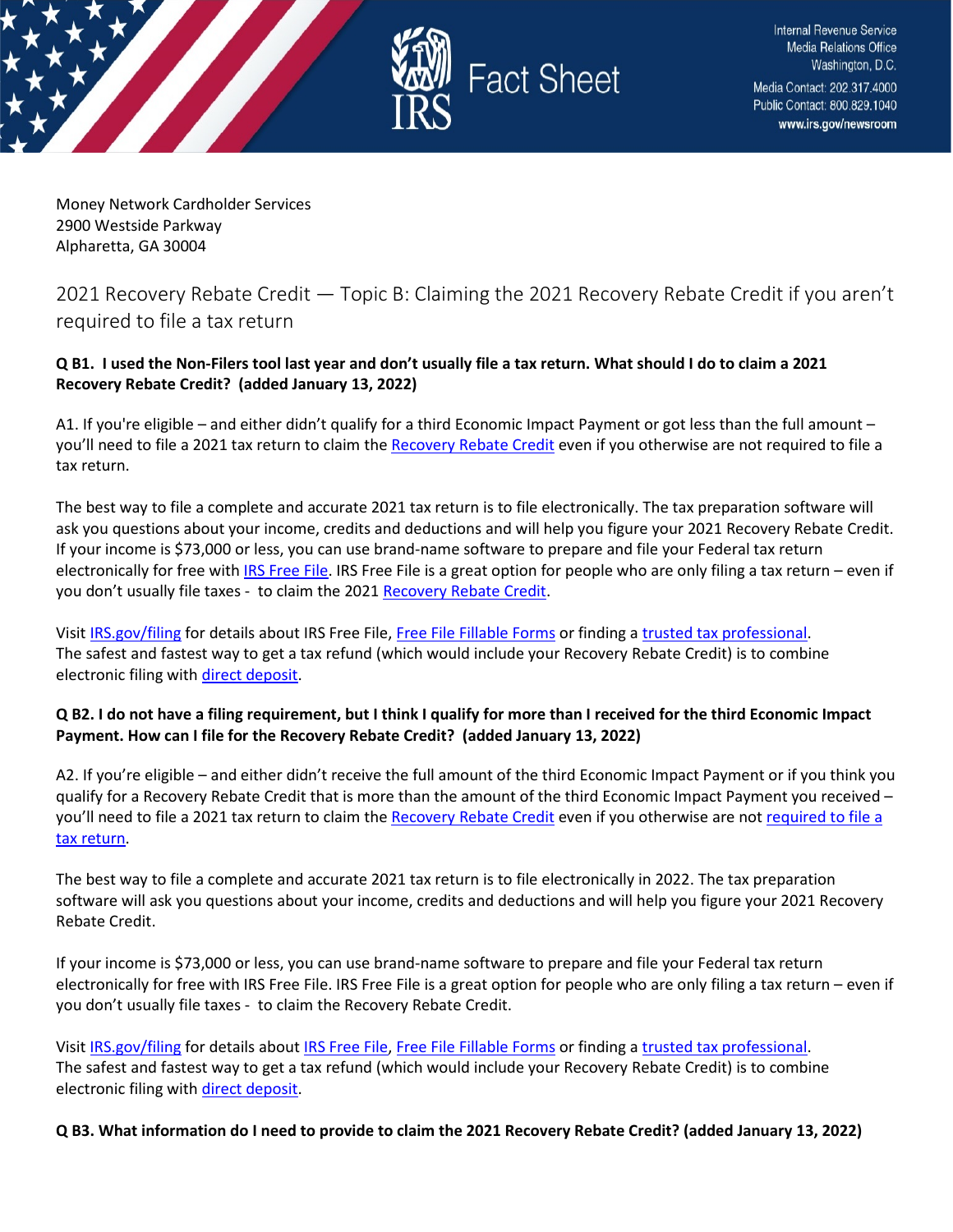Money Network Cardholder Services
2900 Westside Parkway
Alpharetta, GA 30004

## 2021 Recovery Rebate Credit — Topic B: Claiming the 2021 Recovery Rebate Credit if you aren't required to file a tax return

**Q B1. I used the Non-Filers tool last year and don't usually file a tax return. What should I do to claim a 2021 Recovery Rebate Credit? (added January 13, 2022)**

A1. If you're eligible – and either didn't qualify for a third Economic Impact Payment or got less than the full amount – you'll need to file a 2021 tax return to claim the Recovery Rebate Credit even if you otherwise are not required to file a tax return.

The best way to file a complete and accurate 2021 tax return is to file electronically. The tax preparation software will ask you questions about your income, credits and deductions and will help you figure your 2021 Recovery Rebate Credit. If your income is $73,000 or less, you can use brand-name software to prepare and file your Federal tax return electronically for free with IRS Free File. IRS Free File is a great option for people who are only filing a tax return – even if you don't usually file taxes - to claim the 2021 Recovery Rebate Credit.

Visit IRS.gov/filing for details about IRS Free File, Free File Fillable Forms or finding a trusted tax professional. The safest and fastest way to get a tax refund (which would include your Recovery Rebate Credit) is to combine electronic filing with direct deposit.

**Q B2. I do not have a filing requirement, but I think I qualify for more than I received for the third Economic Impact Payment. How can I file for the Recovery Rebate Credit? (added January 13, 2022)**

A2. If you're eligible – and either didn't receive the full amount of the third Economic Impact Payment or if you think you qualify for a Recovery Rebate Credit that is more than the amount of the third Economic Impact Payment you received – you'll need to file a 2021 tax return to claim the Recovery Rebate Credit even if you otherwise are not required to file a tax return.

The best way to file a complete and accurate 2021 tax return is to file electronically in 2022. The tax preparation software will ask you questions about your income, credits and deductions and will help you figure your 2021 Recovery Rebate Credit.

If your income is $73,000 or less, you can use brand-name software to prepare and file your Federal tax return electronically for free with IRS Free File. IRS Free File is a great option for people who are only filing a tax return – even if you don't usually file taxes - to claim the Recovery Rebate Credit.

Visit IRS.gov/filing for details about IRS Free File, Free File Fillable Forms or finding a trusted tax professional. The safest and fastest way to get a tax refund (which would include your Recovery Rebate Credit) is to combine electronic filing with direct deposit.

**Q B3. What information do I need to provide to claim the 2021 Recovery Rebate Credit? (added January 13, 2022)**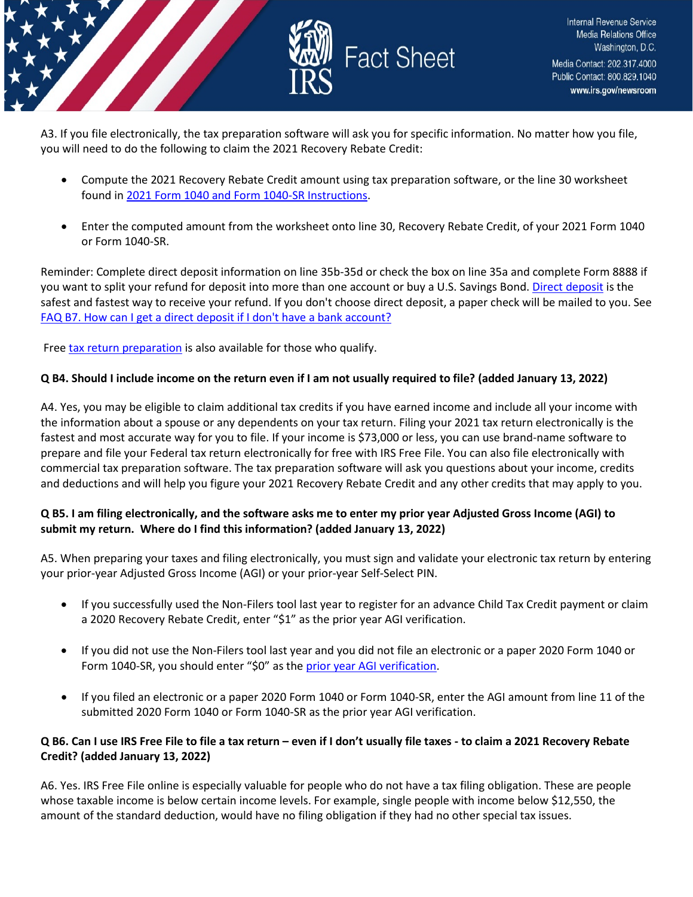A3. If you file electronically, the tax preparation software will ask you for specific information. No matter how you file, you will need to do the following to claim the 2021 Recovery Rebate Credit:

- Compute the 2021 Recovery Rebate Credit amount using tax preparation software, or the line 30 worksheet found in 2021 Form 1040 and Form 1040-SR Instructions.

- Enter the computed amount from the worksheet onto line 30, Recovery Rebate Credit, of your 2021 Form 1040 or Form 1040-SR.

Reminder: Complete direct deposit information on line 35b-35d or check the box on line 35a and complete Form 8888 if you want to split your refund for deposit into more than one account or buy a U.S. Savings Bond. Direct deposit is the safest and fastest way to receive your refund. If you don't choose direct deposit, a paper check will be mailed to you. See FAQ B7. How can I get a direct deposit if I don't have a bank account?

Free tax return preparation is also available for those who qualify.

**Q B4. Should I include income on the return even if I am not usually required to file? (added January 13, 2022)**

A4. Yes, you may be eligible to claim additional tax credits if you have earned income and include all your income with the information about a spouse or any dependents on your tax return. Filing your 2021 tax return electronically is the fastest and most accurate way for you to file. If your income is $73,000 or less, you can use brand-name software to prepare and file your Federal tax return electronically for free with IRS Free File. You can also file electronically with commercial tax preparation software. The tax preparation software will ask you questions about your income, credits and deductions and will help you figure your 2021 Recovery Rebate Credit and any other credits that may apply to you.

**Q B5. I am filing electronically, and the software asks me to enter my prior year Adjusted Gross Income (AGI) to submit my return. Where do I find this information? (added January 13, 2022)**

A5. When preparing your taxes and filing electronically, you must sign and validate your electronic tax return by entering your prior-year Adjusted Gross Income (AGI) or your prior-year Self-Select PIN.

- If you successfully used the Non-Filers tool last year to register for an advance Child Tax Credit payment or claim a 2020 Recovery Rebate Credit, enter "$1" as the prior year AGI verification.

- If you did not use the Non-Filers tool last year and you did not file an electronic or a paper 2020 Form 1040 or Form 1040-SR, you should enter "$0" as the prior year AGI verification.

- If you filed an electronic or a paper 2020 Form 1040 or Form 1040-SR, enter the AGI amount from line 11 of the submitted 2020 Form 1040 or Form 1040-SR as the prior year AGI verification.

**Q B6. Can I use IRS Free File to file a tax return – even if I don't usually file taxes - to claim a 2021 Recovery Rebate Credit? (added January 13, 2022)**

A6. Yes. IRS Free File online is especially valuable for people who do not have a tax filing obligation. These are people whose taxable income is below certain income levels. For example, single people with income below $12,550, the amount of the standard deduction, would have no filing obligation if they had no other special tax issues.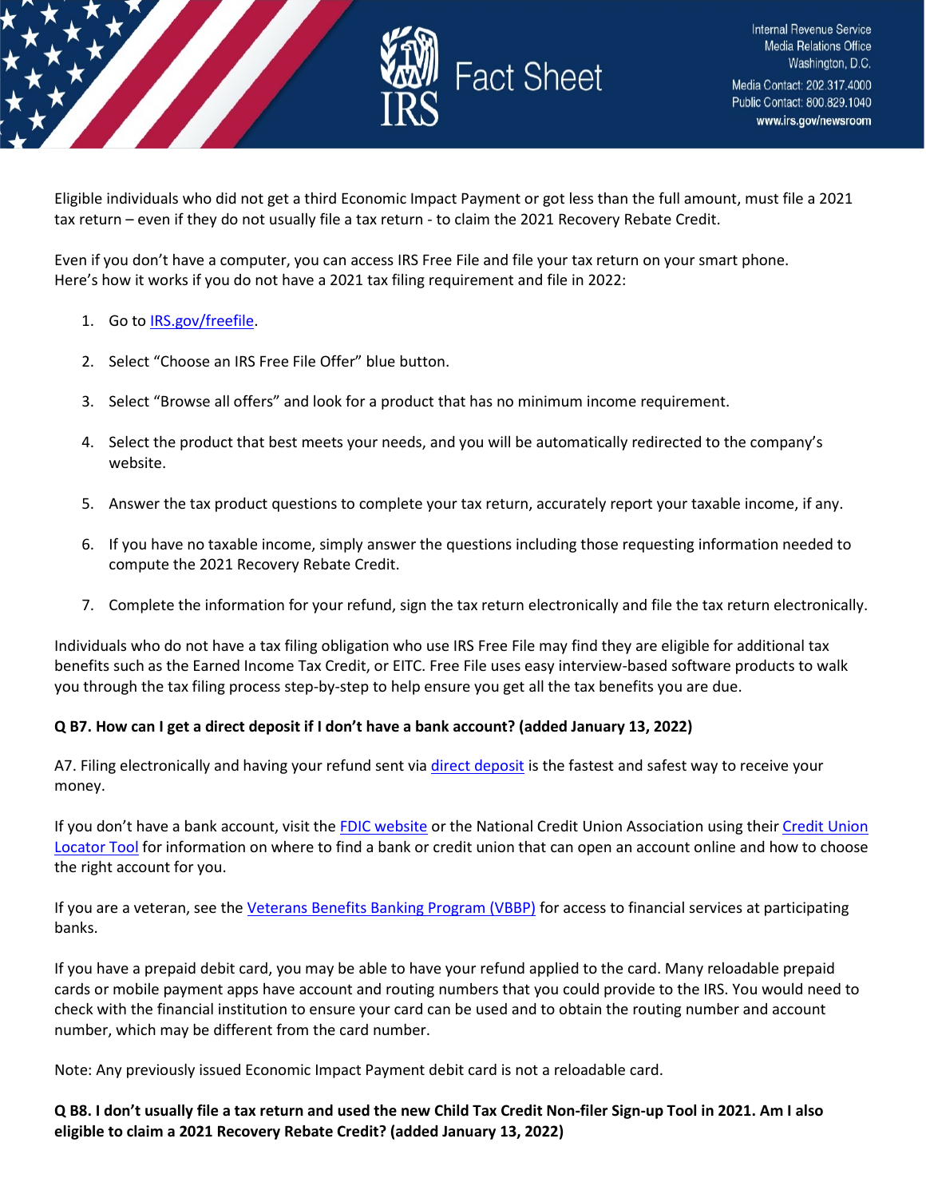Eligible individuals who did not get a third Economic Impact Payment or got less than the full amount, must file a 2021 tax return – even if they do not usually file a tax return - to claim the 2021 Recovery Rebate Credit.

Even if you don't have a computer, you can access IRS Free File and file your tax return on your smart phone. Here's how it works if you do not have a 2021 tax filing requirement and file in 2022:

1. Go to IRS.gov/freefile.
2. Select "Choose an IRS Free File Offer" blue button.
3. Select "Browse all offers" and look for a product that has no minimum income requirement.
4. Select the product that best meets your needs, and you will be automatically redirected to the company's website.
5. Answer the tax product questions to complete your tax return, accurately report your taxable income, if any.
6. If you have no taxable income, simply answer the questions including those requesting information needed to compute the 2021 Recovery Rebate Credit.
7. Complete the information for your refund, sign the tax return electronically and file the tax return electronically.

Individuals who do not have a tax filing obligation who use IRS Free File may find they are eligible for additional tax benefits such as the Earned Income Tax Credit, or EITC. Free File uses easy interview-based software products to walk you through the tax filing process step-by-step to help ensure you get all the tax benefits you are due.

**Q B7. How can I get a direct deposit if I don't have a bank account? (added January 13, 2022)**

A7. Filing electronically and having your refund sent via direct deposit is the fastest and safest way to receive your money.

If you don't have a bank account, visit the FDIC website or the National Credit Union Association using their Credit Union Locator Tool for information on where to find a bank or credit union that can open an account online and how to choose the right account for you.

If you are a veteran, see the Veterans Benefits Banking Program (VBBP) for access to financial services at participating banks.

If you have a prepaid debit card, you may be able to have your refund applied to the card. Many reloadable prepaid cards or mobile payment apps have account and routing numbers that you could provide to the IRS. You would need to check with the financial institution to ensure your card can be used and to obtain the routing number and account number, which may be different from the card number.

Note: Any previously issued Economic Impact Payment debit card is not a reloadable card.

**Q B8. I don't usually file a tax return and used the new Child Tax Credit Non-filer Sign-up Tool in 2021. Am I also eligible to claim a 2021 Recovery Rebate Credit? (added January 13, 2022)**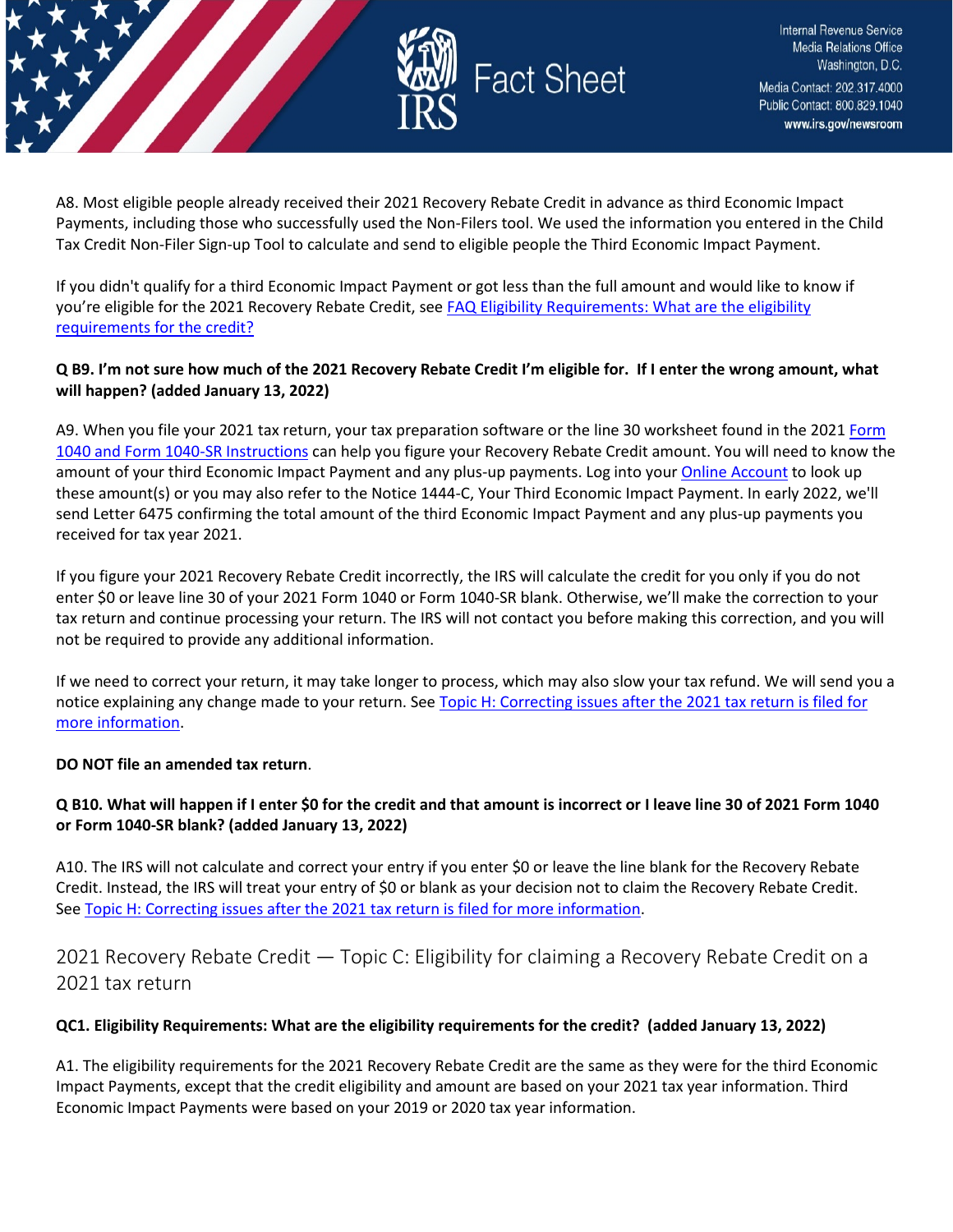A8. Most eligible people already received their 2021 Recovery Rebate Credit in advance as third Economic Impact Payments, including those who successfully used the Non-Filers tool. We used the information you entered in the Child Tax Credit Non-Filer Sign-up Tool to calculate and send to eligible people the Third Economic Impact Payment.

If you didn't qualify for a third Economic Impact Payment or got less than the full amount and would like to know if you're eligible for the 2021 Recovery Rebate Credit, see [FAQ Eligibility Requirements: What are the eligibility requirements for the credit?]

**Q B9. I'm not sure how much of the 2021 Recovery Rebate Credit I'm eligible for. If I enter the wrong amount, what will happen? (added January 13, 2022)**

A9. When you file your 2021 tax return, your tax preparation software or the line 30 worksheet found in the 2021 [Form 1040 and Form 1040-SR Instructions] can help you figure your Recovery Rebate Credit amount. You will need to know the amount of your third Economic Impact Payment and any plus-up payments. Log into your [Online Account] to look up these amount(s) or you may also refer to the Notice 1444-C, Your Third Economic Impact Payment. In early 2022, we'll send Letter 6475 confirming the total amount of the third Economic Impact Payment and any plus-up payments you received for tax year 2021.

If you figure your 2021 Recovery Rebate Credit incorrectly, the IRS will calculate the credit for you only if you do not enter $0 or leave line 30 of your 2021 Form 1040 or Form 1040-SR blank. Otherwise, we'll make the correction to your tax return and continue processing your return. The IRS will not contact you before making this correction, and you will not be required to provide any additional information.

If we need to correct your return, it may take longer to process, which may also slow your tax refund. We will send you a notice explaining any change made to your return. See [Topic H: Correcting issues after the 2021 tax return is filed for more information].

**DO NOT file an amended tax return**.

**Q B10. What will happen if I enter $0 for the credit and that amount is incorrect or I leave line 30 of 2021 Form 1040 or Form 1040-SR blank? (added January 13, 2022)**

A10. The IRS will not calculate and correct your entry if you enter $0 or leave the line blank for the Recovery Rebate Credit. Instead, the IRS will treat your entry of $0 or blank as your decision not to claim the Recovery Rebate Credit. See [Topic H: Correcting issues after the 2021 tax return is filed for more information].

## 2021 Recovery Rebate Credit — Topic C: Eligibility for claiming a Recovery Rebate Credit on a 2021 tax return

**QC1. Eligibility Requirements: What are the eligibility requirements for the credit? (added January 13, 2022)**

A1. The eligibility requirements for the 2021 Recovery Rebate Credit are the same as they were for the third Economic Impact Payments, except that the credit eligibility and amount are based on your 2021 tax year information. Third Economic Impact Payments were based on your 2019 or 2020 tax year information.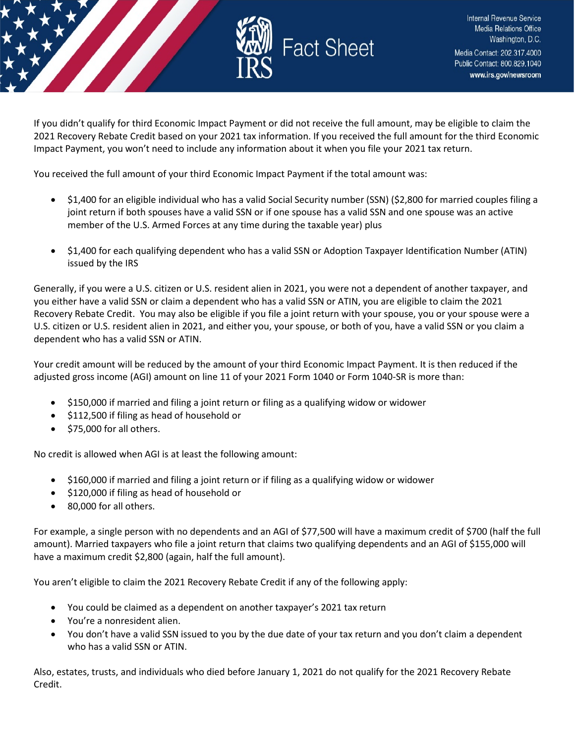If you didn't qualify for third Economic Impact Payment or did not receive the full amount, may be eligible to claim the 2021 Recovery Rebate Credit based on your 2021 tax information. If you received the full amount for the third Economic Impact Payment, you won't need to include any information about it when you file your 2021 tax return.

You received the full amount of your third Economic Impact Payment if the total amount was:

- $1,400 for an eligible individual who has a valid Social Security number (SSN) ($2,800 for married couples filing a joint return if both spouses have a valid SSN or if one spouse has a valid SSN and one spouse was an active member of the U.S. Armed Forces at any time during the taxable year) plus
- $1,400 for each qualifying dependent who has a valid SSN or Adoption Taxpayer Identification Number (ATIN) issued by the IRS

Generally, if you were a U.S. citizen or U.S. resident alien in 2021, you were not a dependent of another taxpayer, and you either have a valid SSN or claim a dependent who has a valid SSN or ATIN, you are eligible to claim the 2021 Recovery Rebate Credit. You may also be eligible if you file a joint return with your spouse, you or your spouse were a U.S. citizen or U.S. resident alien in 2021, and either you, your spouse, or both of you, have a valid SSN or you claim a dependent who has a valid SSN or ATIN.

Your credit amount will be reduced by the amount of your third Economic Impact Payment. It is then reduced if the adjusted gross income (AGI) amount on line 11 of your 2021 Form 1040 or Form 1040-SR is more than:

- $150,000 if married and filing a joint return or filing as a qualifying widow or widower
- $112,500 if filing as head of household or
- $75,000 for all others.

No credit is allowed when AGI is at least the following amount:

- $160,000 if married and filing a joint return or if filing as a qualifying widow or widower
- $120,000 if filing as head of household or
- 80,000 for all others.

For example, a single person with no dependents and an AGI of $77,500 will have a maximum credit of $700 (half the full amount). Married taxpayers who file a joint return that claims two qualifying dependents and an AGI of $155,000 will have a maximum credit $2,800 (again, half the full amount).

You aren't eligible to claim the 2021 Recovery Rebate Credit if any of the following apply:

- You could be claimed as a dependent on another taxpayer's 2021 tax return
- You're a nonresident alien.
- You don't have a valid SSN issued to you by the due date of your tax return and you don't claim a dependent who has a valid SSN or ATIN.

Also, estates, trusts, and individuals who died before January 1, 2021 do not qualify for the 2021 Recovery Rebate Credit.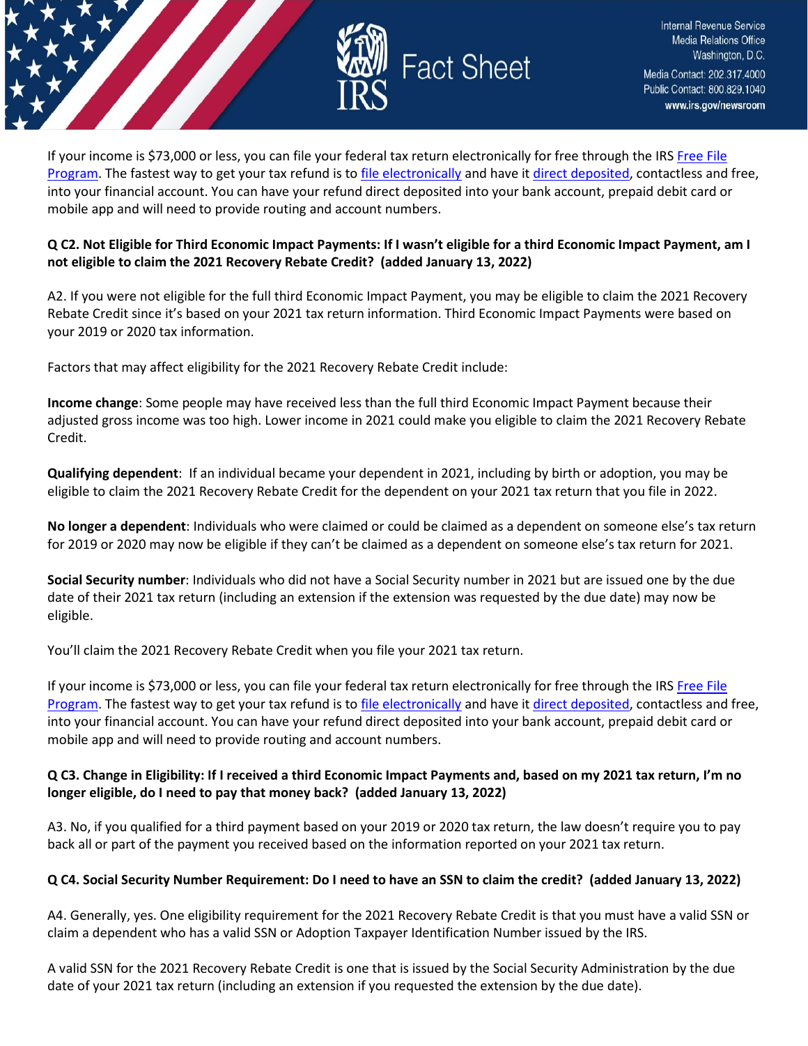If your income is $73,000 or less, you can file your federal tax return electronically for free through the IRS Free File Program. The fastest way to get your tax refund is to file electronically and have it direct deposited, contactless and free, into your financial account. You can have your refund direct deposited into your bank account, prepaid debit card or mobile app and will need to provide routing and account numbers.

**Q C2. Not Eligible for Third Economic Impact Payments: If I wasn't eligible for a third Economic Impact Payment, am I not eligible to claim the 2021 Recovery Rebate Credit? (added January 13, 2022)**

A2. If you were not eligible for the full third Economic Impact Payment, you may be eligible to claim the 2021 Recovery Rebate Credit since it's based on your 2021 tax return information. Third Economic Impact Payments were based on your 2019 or 2020 tax information.

Factors that may affect eligibility for the 2021 Recovery Rebate Credit include:

**Income change**: Some people may have received less than the full third Economic Impact Payment because their adjusted gross income was too high. Lower income in 2021 could make you eligible to claim the 2021 Recovery Rebate Credit.

**Qualifying dependent**: If an individual became your dependent in 2021, including by birth or adoption, you may be eligible to claim the 2021 Recovery Rebate Credit for the dependent on your 2021 tax return that you file in 2022.

**No longer a dependent**: Individuals who were claimed or could be claimed as a dependent on someone else's tax return for 2019 or 2020 may now be eligible if they can't be claimed as a dependent on someone else's tax return for 2021.

**Social Security number**: Individuals who did not have a Social Security number in 2021 but are issued one by the due date of their 2021 tax return (including an extension if the extension was requested by the due date) may now be eligible.

You'll claim the 2021 Recovery Rebate Credit when you file your 2021 tax return.

If your income is $73,000 or less, you can file your federal tax return electronically for free through the IRS Free File Program. The fastest way to get your tax refund is to file electronically and have it direct deposited, contactless and free, into your financial account. You can have your refund direct deposited into your bank account, prepaid debit card or mobile app and will need to provide routing and account numbers.

**Q C3. Change in Eligibility: If I received a third Economic Impact Payments and, based on my 2021 tax return, I'm no longer eligible, do I need to pay that money back? (added January 13, 2022)**

A3. No, if you qualified for a third payment based on your 2019 or 2020 tax return, the law doesn't require you to pay back all or part of the payment you received based on the information reported on your 2021 tax return.

**Q C4. Social Security Number Requirement: Do I need to have an SSN to claim the credit? (added January 13, 2022)**

A4. Generally, yes. One eligibility requirement for the 2021 Recovery Rebate Credit is that you must have a valid SSN or claim a dependent who has a valid SSN or Adoption Taxpayer Identification Number issued by the IRS.

A valid SSN for the 2021 Recovery Rebate Credit is one that is issued by the Social Security Administration by the due date of your 2021 tax return (including an extension if you requested the extension by the due date).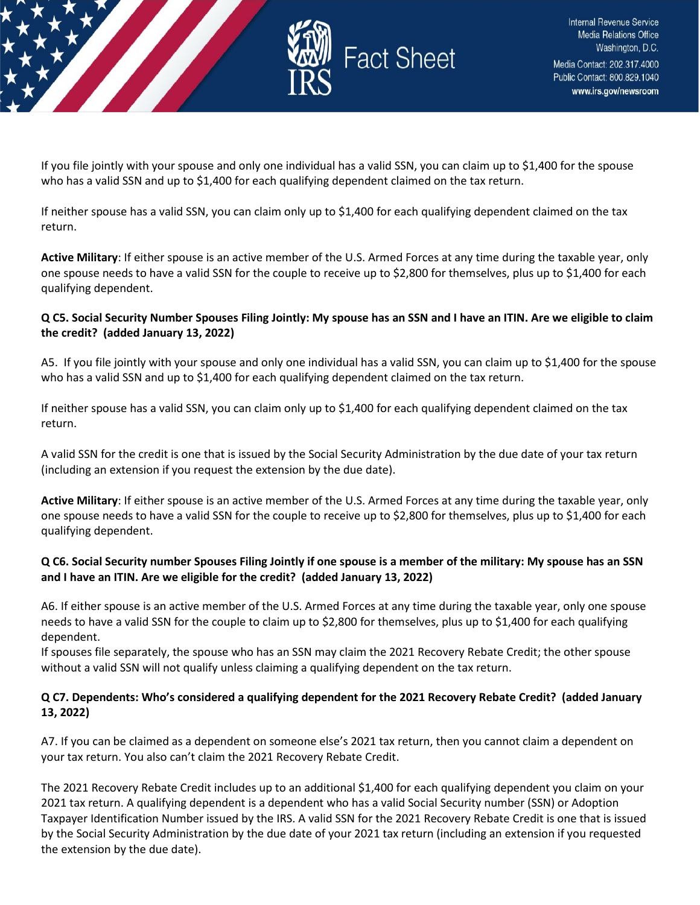If you file jointly with your spouse and only one individual has a valid SSN, you can claim up to $1,400 for the spouse who has a valid SSN and up to $1,400 for each qualifying dependent claimed on the tax return.

If neither spouse has a valid SSN, you can claim only up to $1,400 for each qualifying dependent claimed on the tax return.

**Active Military**: If either spouse is an active member of the U.S. Armed Forces at any time during the taxable year, only one spouse needs to have a valid SSN for the couple to receive up to $2,800 for themselves, plus up to $1,400 for each qualifying dependent.

**Q C5. Social Security Number Spouses Filing Jointly: My spouse has an SSN and I have an ITIN. Are we eligible to claim the credit? (added January 13, 2022)**

A5. If you file jointly with your spouse and only one individual has a valid SSN, you can claim up to $1,400 for the spouse who has a valid SSN and up to $1,400 for each qualifying dependent claimed on the tax return.

If neither spouse has a valid SSN, you can claim only up to $1,400 for each qualifying dependent claimed on the tax return.

A valid SSN for the credit is one that is issued by the Social Security Administration by the due date of your tax return (including an extension if you request the extension by the due date).

**Active Military**: If either spouse is an active member of the U.S. Armed Forces at any time during the taxable year, only one spouse needs to have a valid SSN for the couple to receive up to $2,800 for themselves, plus up to $1,400 for each qualifying dependent.

**Q C6. Social Security number Spouses Filing Jointly if one spouse is a member of the military: My spouse has an SSN and I have an ITIN. Are we eligible for the credit? (added January 13, 2022)**

A6. If either spouse is an active member of the U.S. Armed Forces at any time during the taxable year, only one spouse needs to have a valid SSN for the couple to claim up to $2,800 for themselves, plus up to $1,400 for each qualifying dependent.
If spouses file separately, the spouse who has an SSN may claim the 2021 Recovery Rebate Credit; the other spouse without a valid SSN will not qualify unless claiming a qualifying dependent on the tax return.

**Q C7. Dependents: Who's considered a qualifying dependent for the 2021 Recovery Rebate Credit? (added January 13, 2022)**

A7. If you can be claimed as a dependent on someone else's 2021 tax return, then you cannot claim a dependent on your tax return. You also can't claim the 2021 Recovery Rebate Credit.

The 2021 Recovery Rebate Credit includes up to an additional $1,400 for each qualifying dependent you claim on your 2021 tax return. A qualifying dependent is a dependent who has a valid Social Security number (SSN) or Adoption Taxpayer Identification Number issued by the IRS. A valid SSN for the 2021 Recovery Rebate Credit is one that is issued by the Social Security Administration by the due date of your 2021 tax return (including an extension if you requested the extension by the due date).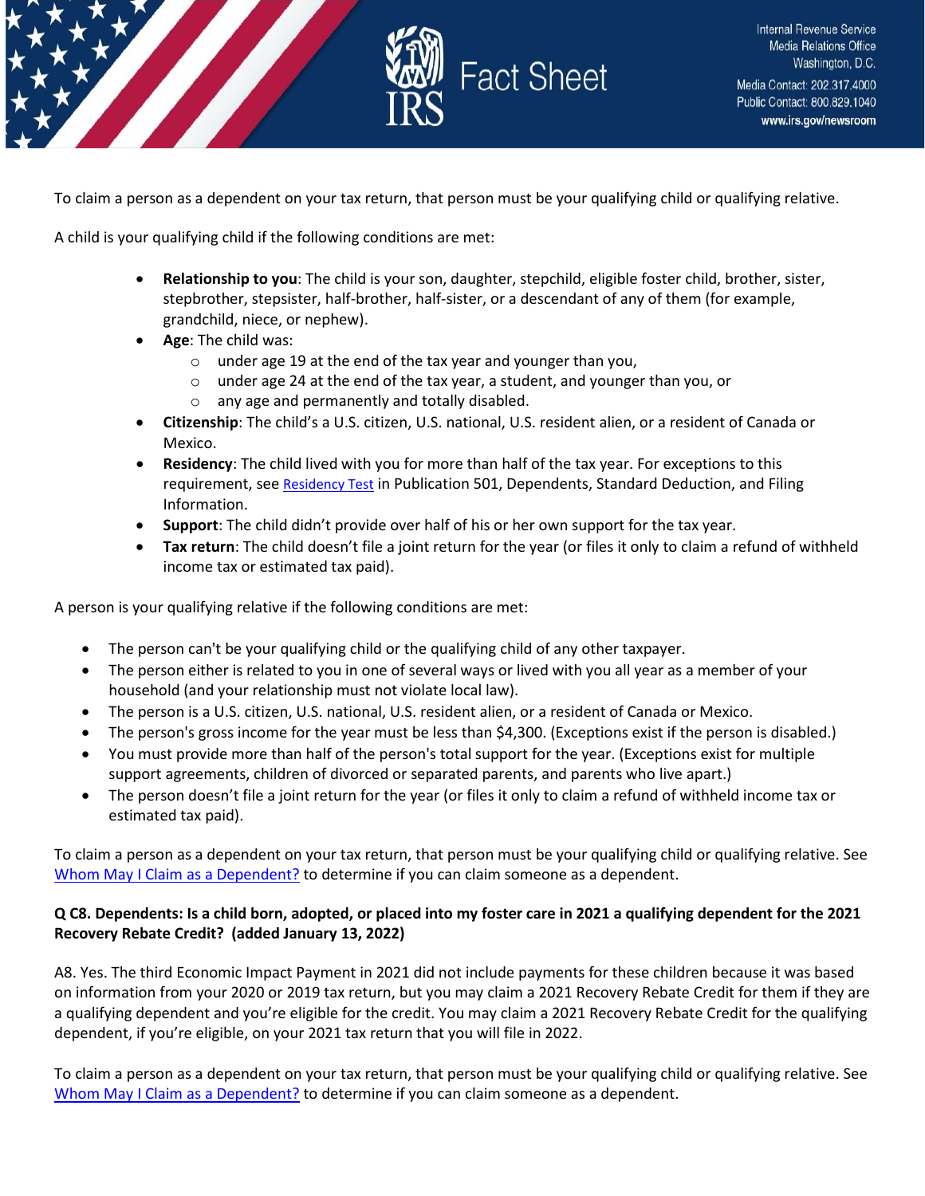To claim a person as a dependent on your tax return, that person must be your qualifying child or qualifying relative.

A child is your qualifying child if the following conditions are met:

- **Relationship to you**: The child is your son, daughter, stepchild, eligible foster child, brother, sister, stepbrother, stepsister, half-brother, half-sister, or a descendant of any of them (for example, grandchild, niece, or nephew).
- **Age**: The child was:
  - under age 19 at the end of the tax year and younger than you,
  - under age 24 at the end of the tax year, a student, and younger than you, or
  - any age and permanently and totally disabled.
- **Citizenship**: The child's a U.S. citizen, U.S. national, U.S. resident alien, or a resident of Canada or Mexico.
- **Residency**: The child lived with you for more than half of the tax year. For exceptions to this requirement, see Residency Test in Publication 501, Dependents, Standard Deduction, and Filing Information.
- **Support**: The child didn't provide over half of his or her own support for the tax year.
- **Tax return**: The child doesn't file a joint return for the year (or files it only to claim a refund of withheld income tax or estimated tax paid).

A person is your qualifying relative if the following conditions are met:

- The person can't be your qualifying child or the qualifying child of any other taxpayer.
- The person either is related to you in one of several ways or lived with you all year as a member of your household (and your relationship must not violate local law).
- The person is a U.S. citizen, U.S. national, U.S. resident alien, or a resident of Canada or Mexico.
- The person's gross income for the year must be less than $4,300. (Exceptions exist if the person is disabled.)
- You must provide more than half of the person's total support for the year. (Exceptions exist for multiple support agreements, children of divorced or separated parents, and parents who live apart.)
- The person doesn't file a joint return for the year (or files it only to claim a refund of withheld income tax or estimated tax paid).

To claim a person as a dependent on your tax return, that person must be your qualifying child or qualifying relative. See Whom May I Claim as a Dependent? to determine if you can claim someone as a dependent.

**Q C8. Dependents: Is a child born, adopted, or placed into my foster care in 2021 a qualifying dependent for the 2021 Recovery Rebate Credit? (added January 13, 2022)**

A8. Yes. The third Economic Impact Payment in 2021 did not include payments for these children because it was based on information from your 2020 or 2019 tax return, but you may claim a 2021 Recovery Rebate Credit for them if they are a qualifying dependent and you're eligible for the credit. You may claim a 2021 Recovery Rebate Credit for the qualifying dependent, if you're eligible, on your 2021 tax return that you will file in 2022.

To claim a person as a dependent on your tax return, that person must be your qualifying child or qualifying relative. See Whom May I Claim as a Dependent? to determine if you can claim someone as a dependent.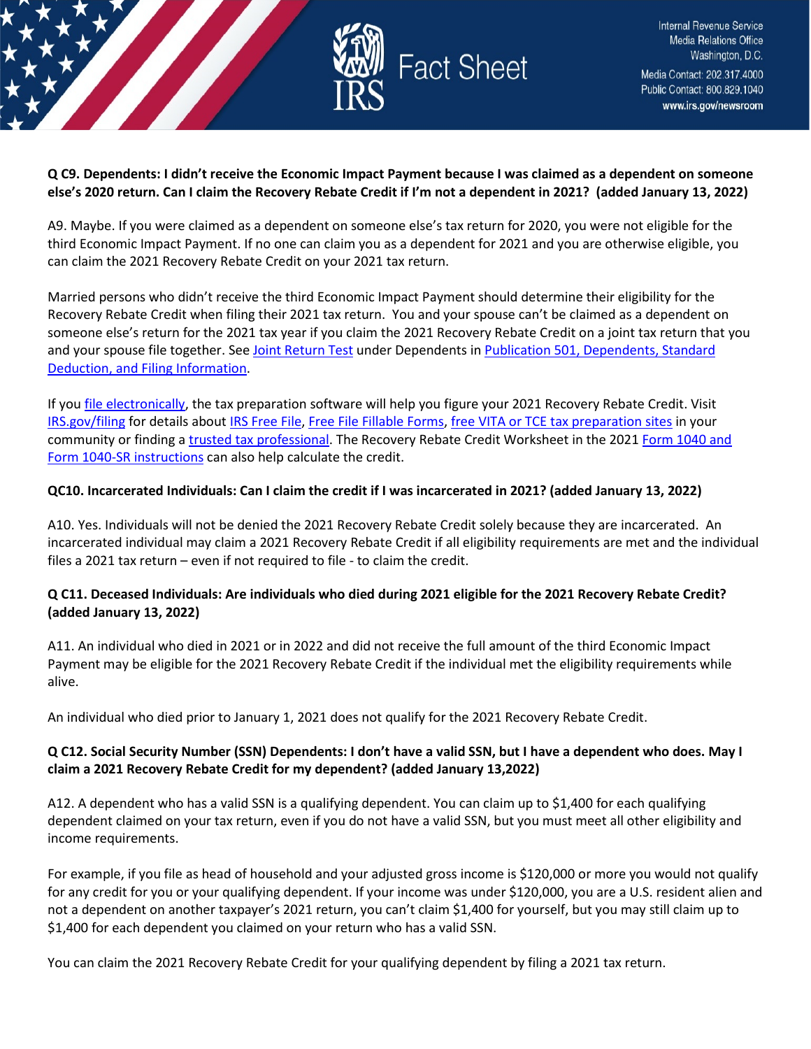**Q C9. Dependents: I didn't receive the Economic Impact Payment because I was claimed as a dependent on someone else's 2020 return. Can I claim the Recovery Rebate Credit if I'm not a dependent in 2021? (added January 13, 2022)**

A9. Maybe. If you were claimed as a dependent on someone else's tax return for 2020, you were not eligible for the third Economic Impact Payment. If no one can claim you as a dependent for 2021 and you are otherwise eligible, you can claim the 2021 Recovery Rebate Credit on your 2021 tax return.

Married persons who didn't receive the third Economic Impact Payment should determine their eligibility for the Recovery Rebate Credit when filing their 2021 tax return. You and your spouse can't be claimed as a dependent on someone else's return for the 2021 tax year if you claim the 2021 Recovery Rebate Credit on a joint tax return that you and your spouse file together. See Joint Return Test under Dependents in Publication 501, Dependents, Standard Deduction, and Filing Information.

If you file electronically, the tax preparation software will help you figure your 2021 Recovery Rebate Credit. Visit IRS.gov/filing for details about IRS Free File, Free File Fillable Forms, free VITA or TCE tax preparation sites in your community or finding a trusted tax professional. The Recovery Rebate Credit Worksheet in the 2021 Form 1040 and Form 1040-SR instructions can also help calculate the credit.

**QC10. Incarcerated Individuals: Can I claim the credit if I was incarcerated in 2021? (added January 13, 2022)**

A10. Yes. Individuals will not be denied the 2021 Recovery Rebate Credit solely because they are incarcerated. An incarcerated individual may claim a 2021 Recovery Rebate Credit if all eligibility requirements are met and the individual files a 2021 tax return – even if not required to file - to claim the credit.

**Q C11. Deceased Individuals: Are individuals who died during 2021 eligible for the 2021 Recovery Rebate Credit? (added January 13, 2022)**

A11. An individual who died in 2021 or in 2022 and did not receive the full amount of the third Economic Impact Payment may be eligible for the 2021 Recovery Rebate Credit if the individual met the eligibility requirements while alive.

An individual who died prior to January 1, 2021 does not qualify for the 2021 Recovery Rebate Credit.

**Q C12. Social Security Number (SSN) Dependents: I don't have a valid SSN, but I have a dependent who does. May I claim a 2021 Recovery Rebate Credit for my dependent? (added January 13,2022)**

A12. A dependent who has a valid SSN is a qualifying dependent. You can claim up to $1,400 for each qualifying dependent claimed on your tax return, even if you do not have a valid SSN, but you must meet all other eligibility and income requirements.

For example, if you file as head of household and your adjusted gross income is $120,000 or more you would not qualify for any credit for you or your qualifying dependent. If your income was under $120,000, you are a U.S. resident alien and not a dependent on another taxpayer's 2021 return, you can't claim $1,400 for yourself, but you may still claim up to $1,400 for each dependent you claimed on your return who has a valid SSN.

You can claim the 2021 Recovery Rebate Credit for your qualifying dependent by filing a 2021 tax return.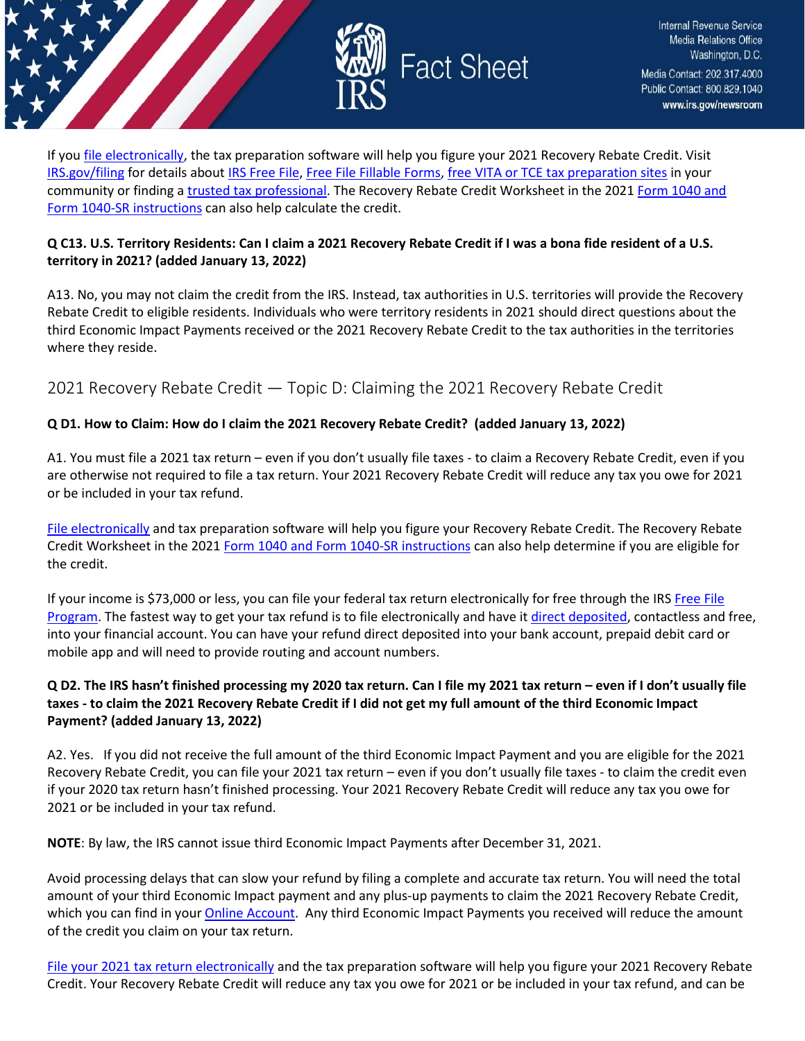If you file electronically, the tax preparation software will help you figure your 2021 Recovery Rebate Credit. Visit IRS.gov/filing for details about IRS Free File, Free File Fillable Forms, free VITA or TCE tax preparation sites in your community or finding a trusted tax professional. The Recovery Rebate Credit Worksheet in the 2021 Form 1040 and Form 1040-SR instructions can also help calculate the credit.

**Q C13. U.S. Territory Residents: Can I claim a 2021 Recovery Rebate Credit if I was a bona fide resident of a U.S. territory in 2021? (added January 13, 2022)**

A13. No, you may not claim the credit from the IRS. Instead, tax authorities in U.S. territories will provide the Recovery Rebate Credit to eligible residents. Individuals who were territory residents in 2021 should direct questions about the third Economic Impact Payments received or the 2021 Recovery Rebate Credit to the tax authorities in the territories where they reside.

## 2021 Recovery Rebate Credit — Topic D: Claiming the 2021 Recovery Rebate Credit

**Q D1. How to Claim: How do I claim the 2021 Recovery Rebate Credit? (added January 13, 2022)**

A1. You must file a 2021 tax return – even if you don't usually file taxes - to claim a Recovery Rebate Credit, even if you are otherwise not required to file a tax return. Your 2021 Recovery Rebate Credit will reduce any tax you owe for 2021 or be included in your tax refund.

File electronically and tax preparation software will help you figure your Recovery Rebate Credit. The Recovery Rebate Credit Worksheet in the 2021 Form 1040 and Form 1040-SR instructions can also help determine if you are eligible for the credit.

If your income is $73,000 or less, you can file your federal tax return electronically for free through the IRS Free File Program. The fastest way to get your tax refund is to file electronically and have it direct deposited, contactless and free, into your financial account. You can have your refund direct deposited into your bank account, prepaid debit card or mobile app and will need to provide routing and account numbers.

**Q D2. The IRS hasn't finished processing my 2020 tax return. Can I file my 2021 tax return – even if I don't usually file taxes - to claim the 2021 Recovery Rebate Credit if I did not get my full amount of the third Economic Impact Payment? (added January 13, 2022)**

A2. Yes. If you did not receive the full amount of the third Economic Impact Payment and you are eligible for the 2021 Recovery Rebate Credit, you can file your 2021 tax return – even if you don't usually file taxes - to claim the credit even if your 2020 tax return hasn't finished processing. Your 2021 Recovery Rebate Credit will reduce any tax you owe for 2021 or be included in your tax refund.

**NOTE**: By law, the IRS cannot issue third Economic Impact Payments after December 31, 2021.

Avoid processing delays that can slow your refund by filing a complete and accurate tax return. You will need the total amount of your third Economic Impact payment and any plus-up payments to claim the 2021 Recovery Rebate Credit, which you can find in your Online Account. Any third Economic Impact Payments you received will reduce the amount of the credit you claim on your tax return.

File your 2021 tax return electronically and the tax preparation software will help you figure your 2021 Recovery Rebate Credit. Your Recovery Rebate Credit will reduce any tax you owe for 2021 or be included in your tax refund, and can be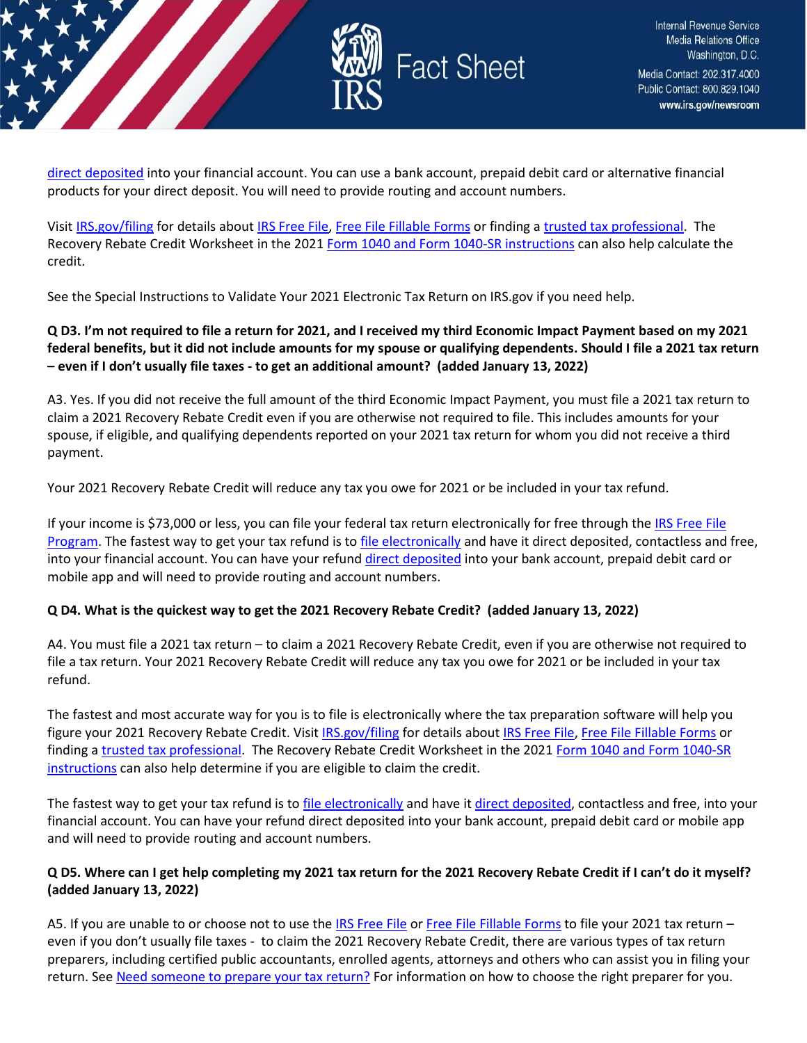direct deposited into your financial account. You can use a bank account, prepaid debit card or alternative financial products for your direct deposit. You will need to provide routing and account numbers.

Visit IRS.gov/filing for details about IRS Free File, Free File Fillable Forms or finding a trusted tax professional. The Recovery Rebate Credit Worksheet in the 2021 Form 1040 and Form 1040-SR instructions can also help calculate the credit.

See the Special Instructions to Validate Your 2021 Electronic Tax Return on IRS.gov if you need help.

**Q D3. I'm not required to file a return for 2021, and I received my third Economic Impact Payment based on my 2021 federal benefits, but it did not include amounts for my spouse or qualifying dependents. Should I file a 2021 tax return – even if I don't usually file taxes - to get an additional amount? (added January 13, 2022)**

A3. Yes. If you did not receive the full amount of the third Economic Impact Payment, you must file a 2021 tax return to claim a 2021 Recovery Rebate Credit even if you are otherwise not required to file. This includes amounts for your spouse, if eligible, and qualifying dependents reported on your 2021 tax return for whom you did not receive a third payment.

Your 2021 Recovery Rebate Credit will reduce any tax you owe for 2021 or be included in your tax refund.

If your income is $73,000 or less, you can file your federal tax return electronically for free through the IRS Free File Program. The fastest way to get your tax refund is to file electronically and have it direct deposited, contactless and free, into your financial account. You can have your refund direct deposited into your bank account, prepaid debit card or mobile app and will need to provide routing and account numbers.

**Q D4. What is the quickest way to get the 2021 Recovery Rebate Credit? (added January 13, 2022)**

A4. You must file a 2021 tax return – to claim a 2021 Recovery Rebate Credit, even if you are otherwise not required to file a tax return. Your 2021 Recovery Rebate Credit will reduce any tax you owe for 2021 or be included in your tax refund.

The fastest and most accurate way for you is to file is electronically where the tax preparation software will help you figure your 2021 Recovery Rebate Credit. Visit IRS.gov/filing for details about IRS Free File, Free File Fillable Forms or finding a trusted tax professional. The Recovery Rebate Credit Worksheet in the 2021 Form 1040 and Form 1040-SR instructions can also help determine if you are eligible to claim the credit.

The fastest way to get your tax refund is to file electronically and have it direct deposited, contactless and free, into your financial account. You can have your refund direct deposited into your bank account, prepaid debit card or mobile app and will need to provide routing and account numbers.

**Q D5. Where can I get help completing my 2021 tax return for the 2021 Recovery Rebate Credit if I can't do it myself? (added January 13, 2022)**

A5. If you are unable to or choose not to use the IRS Free File or Free File Fillable Forms to file your 2021 tax return – even if you don't usually file taxes - to claim the 2021 Recovery Rebate Credit, there are various types of tax return preparers, including certified public accountants, enrolled agents, attorneys and others who can assist you in filing your return. See Need someone to prepare your tax return? For information on how to choose the right preparer for you.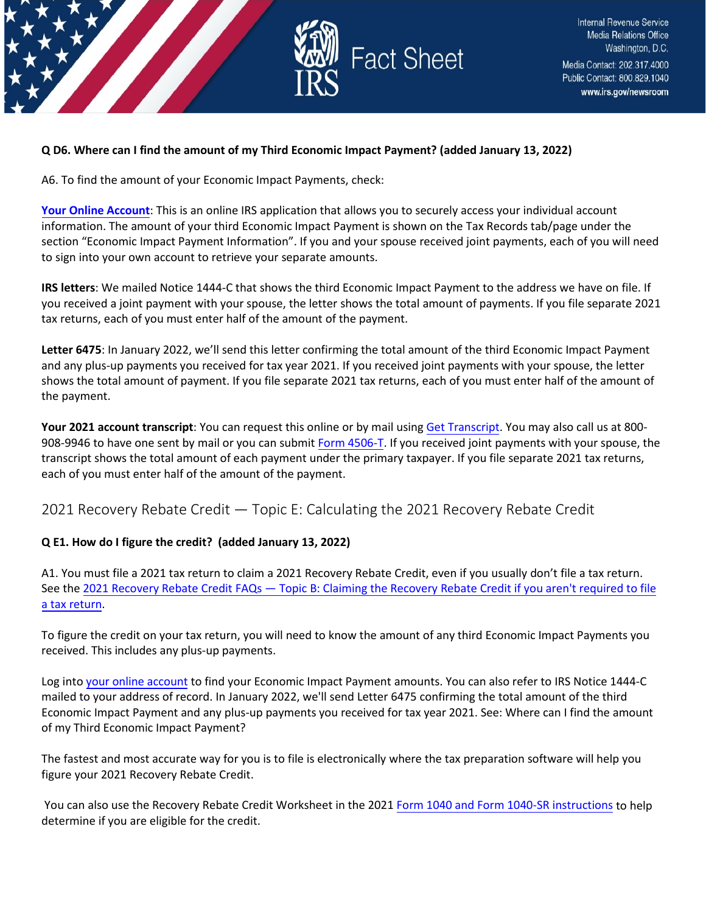**Q D6. Where can I find the amount of my Third Economic Impact Payment? (added January 13, 2022)**

A6. To find the amount of your Economic Impact Payments, check:

**Your Online Account**: This is an online IRS application that allows you to securely access your individual account information. The amount of your third Economic Impact Payment is shown on the Tax Records tab/page under the section "Economic Impact Payment Information". If you and your spouse received joint payments, each of you will need to sign into your own account to retrieve your separate amounts.

**IRS letters**: We mailed Notice 1444-C that shows the third Economic Impact Payment to the address we have on file. If you received a joint payment with your spouse, the letter shows the total amount of payments. If you file separate 2021 tax returns, each of you must enter half of the amount of the payment.

**Letter 6475**: In January 2022, we'll send this letter confirming the total amount of the third Economic Impact Payment and any plus-up payments you received for tax year 2021. If you received joint payments with your spouse, the letter shows the total amount of payment. If you file separate 2021 tax returns, each of you must enter half of the amount of the payment.

**Your 2021 account transcript**: You can request this online or by mail using Get Transcript. You may also call us at 800-908-9946 to have one sent by mail or you can submit Form 4506-T. If you received joint payments with your spouse, the transcript shows the total amount of each payment under the primary taxpayer. If you file separate 2021 tax returns, each of you must enter half of the amount of the payment.

## 2021 Recovery Rebate Credit — Topic E: Calculating the 2021 Recovery Rebate Credit

**Q E1. How do I figure the credit? (added January 13, 2022)**

A1. You must file a 2021 tax return to claim a 2021 Recovery Rebate Credit, even if you usually don't file a tax return. See the 2021 Recovery Rebate Credit FAQs — Topic B: Claiming the Recovery Rebate Credit if you aren't required to file a tax return.

To figure the credit on your tax return, you will need to know the amount of any third Economic Impact Payments you received. This includes any plus-up payments.

Log into your online account to find your Economic Impact Payment amounts. You can also refer to IRS Notice 1444-C mailed to your address of record. In January 2022, we'll send Letter 6475 confirming the total amount of the third Economic Impact Payment and any plus-up payments you received for tax year 2021. See: Where can I find the amount of my Third Economic Impact Payment?

The fastest and most accurate way for you is to file is electronically where the tax preparation software will help you figure your 2021 Recovery Rebate Credit.

You can also use the Recovery Rebate Credit Worksheet in the 2021 Form 1040 and Form 1040-SR instructions to help determine if you are eligible for the credit.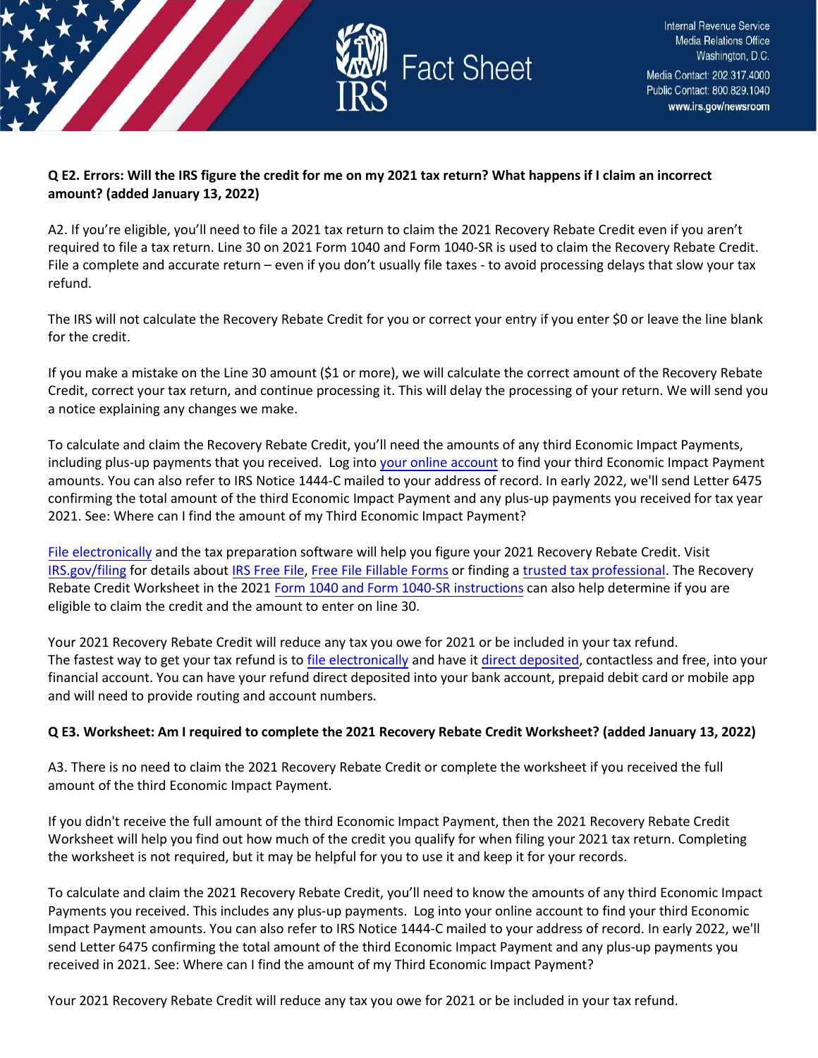**Q E2. Errors: Will the IRS figure the credit for me on my 2021 tax return? What happens if I claim an incorrect amount? (added January 13, 2022)**

A2. If you're eligible, you'll need to file a 2021 tax return to claim the 2021 Recovery Rebate Credit even if you aren't required to file a tax return. Line 30 on 2021 Form 1040 and Form 1040-SR is used to claim the Recovery Rebate Credit. File a complete and accurate return – even if you don't usually file taxes - to avoid processing delays that slow your tax refund.

The IRS will not calculate the Recovery Rebate Credit for you or correct your entry if you enter $0 or leave the line blank for the credit.

If you make a mistake on the Line 30 amount ($1 or more), we will calculate the correct amount of the Recovery Rebate Credit, correct your tax return, and continue processing it. This will delay the processing of your return. We will send you a notice explaining any changes we make.

To calculate and claim the Recovery Rebate Credit, you'll need the amounts of any third Economic Impact Payments, including plus-up payments that you received. Log into your online account to find your third Economic Impact Payment amounts. You can also refer to IRS Notice 1444-C mailed to your address of record. In early 2022, we'll send Letter 6475 confirming the total amount of the third Economic Impact Payment and any plus-up payments you received for tax year 2021. See: Where can I find the amount of my Third Economic Impact Payment?

File electronically and the tax preparation software will help you figure your 2021 Recovery Rebate Credit. Visit IRS.gov/filing for details about IRS Free File, Free File Fillable Forms or finding a trusted tax professional. The Recovery Rebate Credit Worksheet in the 2021 Form 1040 and Form 1040-SR instructions can also help determine if you are eligible to claim the credit and the amount to enter on line 30.

Your 2021 Recovery Rebate Credit will reduce any tax you owe for 2021 or be included in your tax refund. The fastest way to get your tax refund is to file electronically and have it direct deposited, contactless and free, into your financial account. You can have your refund direct deposited into your bank account, prepaid debit card or mobile app and will need to provide routing and account numbers.

**Q E3. Worksheet: Am I required to complete the 2021 Recovery Rebate Credit Worksheet? (added January 13, 2022)**

A3. There is no need to claim the 2021 Recovery Rebate Credit or complete the worksheet if you received the full amount of the third Economic Impact Payment.

If you didn't receive the full amount of the third Economic Impact Payment, then the 2021 Recovery Rebate Credit Worksheet will help you find out how much of the credit you qualify for when filing your 2021 tax return. Completing the worksheet is not required, but it may be helpful for you to use it and keep it for your records.

To calculate and claim the 2021 Recovery Rebate Credit, you'll need to know the amounts of any third Economic Impact Payments you received. This includes any plus-up payments. Log into your online account to find your third Economic Impact Payment amounts. You can also refer to IRS Notice 1444-C mailed to your address of record. In early 2022, we'll send Letter 6475 confirming the total amount of the third Economic Impact Payment and any plus-up payments you received in 2021. See: Where can I find the amount of my Third Economic Impact Payment?

Your 2021 Recovery Rebate Credit will reduce any tax you owe for 2021 or be included in your tax refund.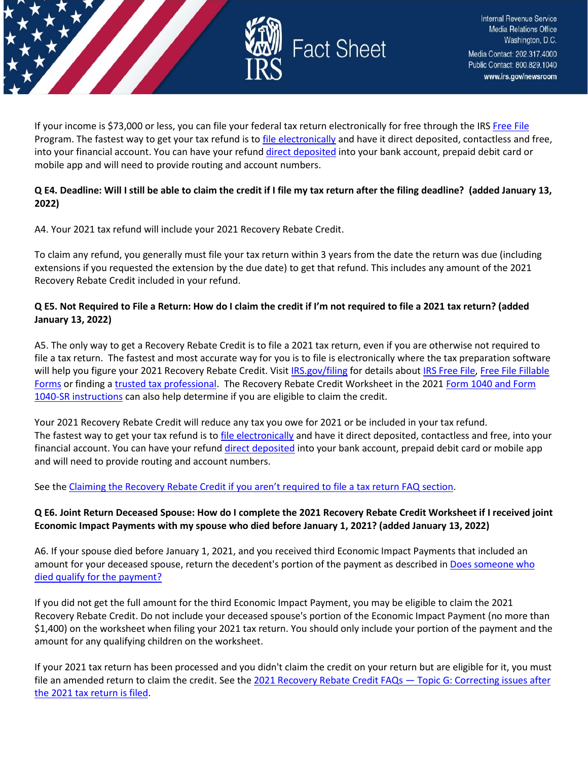If your income is $73,000 or less, you can file your federal tax return electronically for free through the IRS Free File Program. The fastest way to get your tax refund is to file electronically and have it direct deposited, contactless and free, into your financial account. You can have your refund direct deposited into your bank account, prepaid debit card or mobile app and will need to provide routing and account numbers.

**Q E4. Deadline: Will I still be able to claim the credit if I file my tax return after the filing deadline? (added January 13, 2022)**

A4. Your 2021 tax refund will include your 2021 Recovery Rebate Credit.

To claim any refund, you generally must file your tax return within 3 years from the date the return was due (including extensions if you requested the extension by the due date) to get that refund. This includes any amount of the 2021 Recovery Rebate Credit included in your refund.

**Q E5. Not Required to File a Return: How do I claim the credit if I'm not required to file a 2021 tax return? (added January 13, 2022)**

A5. The only way to get a Recovery Rebate Credit is to file a 2021 tax return, even if you are otherwise not required to file a tax return. The fastest and most accurate way for you is to file electronically where the tax preparation software will help you figure your 2021 Recovery Rebate Credit. Visit IRS.gov/filing for details about IRS Free File, Free File Fillable Forms or finding a trusted tax professional. The Recovery Rebate Credit Worksheet in the 2021 Form 1040 and Form 1040-SR instructions can also help determine if you are eligible to claim the credit.

Your 2021 Recovery Rebate Credit will reduce any tax you owe for 2021 or be included in your tax refund. The fastest way to get your tax refund is to file electronically and have it direct deposited, contactless and free, into your financial account. You can have your refund direct deposited into your bank account, prepaid debit card or mobile app and will need to provide routing and account numbers.

See the Claiming the Recovery Rebate Credit if you aren't required to file a tax return FAQ section.

**Q E6. Joint Return Deceased Spouse: How do I complete the 2021 Recovery Rebate Credit Worksheet if I received joint Economic Impact Payments with my spouse who died before January 1, 2021? (added January 13, 2022)**

A6. If your spouse died before January 1, 2021, and you received third Economic Impact Payments that included an amount for your deceased spouse, return the decedent's portion of the payment as described in Does someone who died qualify for the payment?

If you did not get the full amount for the third Economic Impact Payment, you may be eligible to claim the 2021 Recovery Rebate Credit. Do not include your deceased spouse's portion of the Economic Impact Payment (no more than $1,400) on the worksheet when filing your 2021 tax return. You should only include your portion of the payment and the amount for any qualifying children on the worksheet.

If your 2021 tax return has been processed and you didn't claim the credit on your return but are eligible for it, you must file an amended return to claim the credit. See the 2021 Recovery Rebate Credit FAQs — Topic G: Correcting issues after the 2021 tax return is filed.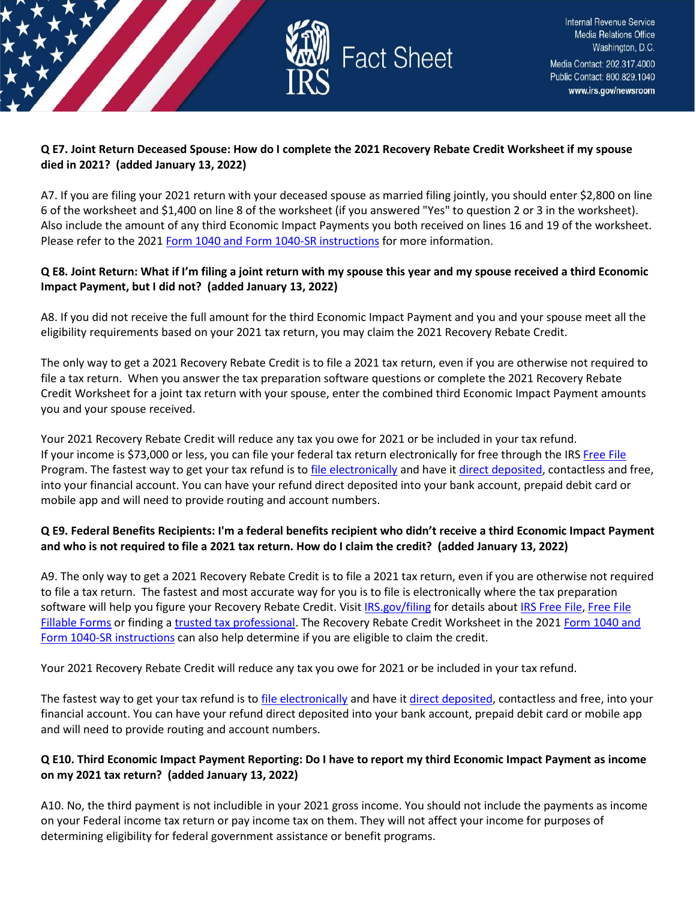**Q E7. Joint Return Deceased Spouse: How do I complete the 2021 Recovery Rebate Credit Worksheet if my spouse died in 2021? (added January 13, 2022)**

A7. If you are filing your 2021 return with your deceased spouse as married filing jointly, you should enter $2,800 on line 6 of the worksheet and $1,400 on line 8 of the worksheet (if you answered "Yes" to question 2 or 3 in the worksheet). Also include the amount of any third Economic Impact Payments you both received on lines 16 and 19 of the worksheet. Please refer to the 2021 Form 1040 and Form 1040-SR instructions for more information.

**Q E8. Joint Return: What if I'm filing a joint return with my spouse this year and my spouse received a third Economic Impact Payment, but I did not? (added January 13, 2022)**

A8. If you did not receive the full amount for the third Economic Impact Payment and you and your spouse meet all the eligibility requirements based on your 2021 tax return, you may claim the 2021 Recovery Rebate Credit.

The only way to get a 2021 Recovery Rebate Credit is to file a 2021 tax return, even if you are otherwise not required to file a tax return. When you answer the tax preparation software questions or complete the 2021 Recovery Rebate Credit Worksheet for a joint tax return with your spouse, enter the combined third Economic Impact Payment amounts you and your spouse received.

Your 2021 Recovery Rebate Credit will reduce any tax you owe for 2021 or be included in your tax refund. If your income is $73,000 or less, you can file your federal tax return electronically for free through the IRS Free File Program. The fastest way to get your tax refund is to file electronically and have it direct deposited, contactless and free, into your financial account. You can have your refund direct deposited into your bank account, prepaid debit card or mobile app and will need to provide routing and account numbers.

**Q E9. Federal Benefits Recipients: I'm a federal benefits recipient who didn't receive a third Economic Impact Payment and who is not required to file a 2021 tax return. How do I claim the credit? (added January 13, 2022)**

A9. The only way to get a 2021 Recovery Rebate Credit is to file a 2021 tax return, even if you are otherwise not required to file a tax return. The fastest and most accurate way for you is to file electronically where the tax preparation software will help you figure your Recovery Rebate Credit. Visit IRS.gov/filing for details about IRS Free File, Free File Fillable Forms or finding a trusted tax professional. The Recovery Rebate Credit Worksheet in the 2021 Form 1040 and Form 1040-SR instructions can also help determine if you are eligible to claim the credit.

Your 2021 Recovery Rebate Credit will reduce any tax you owe for 2021 or be included in your tax refund.

The fastest way to get your tax refund is to file electronically and have it direct deposited, contactless and free, into your financial account. You can have your refund direct deposited into your bank account, prepaid debit card or mobile app and will need to provide routing and account numbers.

**Q E10. Third Economic Impact Payment Reporting: Do I have to report my third Economic Impact Payment as income on my 2021 tax return? (added January 13, 2022)**

A10. No, the third payment is not includible in your 2021 gross income. You should not include the payments as income on your Federal income tax return or pay income tax on them. They will not affect your income for purposes of determining eligibility for federal government assistance or benefit programs.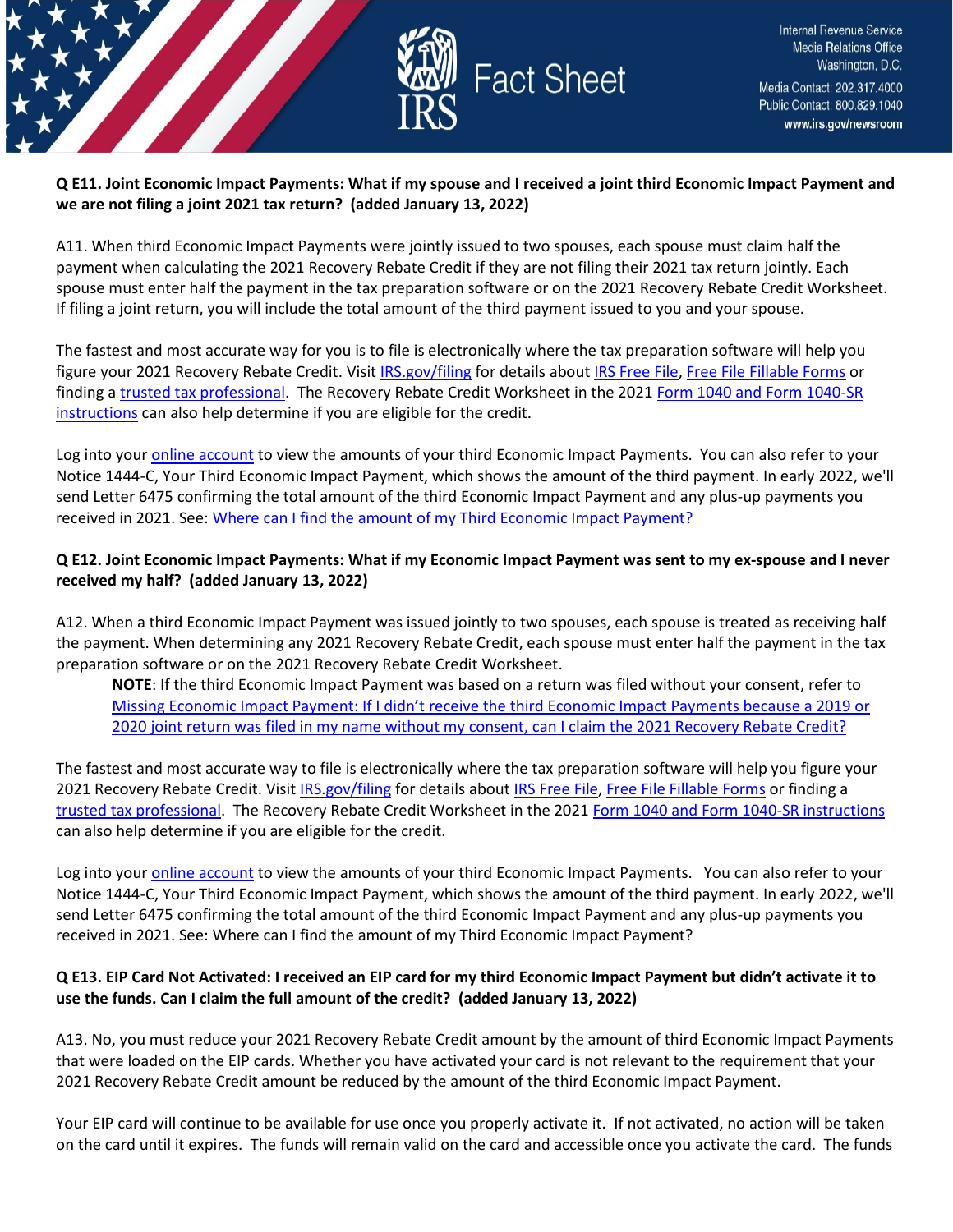**Q E11. Joint Economic Impact Payments: What if my spouse and I received a joint third Economic Impact Payment and we are not filing a joint 2021 tax return? (added January 13, 2022)**

A11. When third Economic Impact Payments were jointly issued to two spouses, each spouse must claim half the payment when calculating the 2021 Recovery Rebate Credit if they are not filing their 2021 tax return jointly. Each spouse must enter half the payment in the tax preparation software or on the 2021 Recovery Rebate Credit Worksheet. If filing a joint return, you will include the total amount of the third payment issued to you and your spouse.

The fastest and most accurate way for you is to file is electronically where the tax preparation software will help you figure your 2021 Recovery Rebate Credit. Visit IRS.gov/filing for details about IRS Free File, Free File Fillable Forms or finding a trusted tax professional. The Recovery Rebate Credit Worksheet in the 2021 Form 1040 and Form 1040-SR instructions can also help determine if you are eligible for the credit.

Log into your online account to view the amounts of your third Economic Impact Payments. You can also refer to your Notice 1444-C, Your Third Economic Impact Payment, which shows the amount of the third payment. In early 2022, we'll send Letter 6475 confirming the total amount of the third Economic Impact Payment and any plus-up payments you received in 2021. See: Where can I find the amount of my Third Economic Impact Payment?

**Q E12. Joint Economic Impact Payments: What if my Economic Impact Payment was sent to my ex-spouse and I never received my half? (added January 13, 2022)**

A12. When a third Economic Impact Payment was issued jointly to two spouses, each spouse is treated as receiving half the payment. When determining any 2021 Recovery Rebate Credit, each spouse must enter half the payment in the tax preparation software or on the 2021 Recovery Rebate Credit Worksheet.

> **NOTE**: If the third Economic Impact Payment was based on a return was filed without your consent, refer to Missing Economic Impact Payment: If I didn't receive the third Economic Impact Payments because a 2019 or 2020 joint return was filed in my name without my consent, can I claim the 2021 Recovery Rebate Credit?

The fastest and most accurate way to file is electronically where the tax preparation software will help you figure your 2021 Recovery Rebate Credit. Visit IRS.gov/filing for details about IRS Free File, Free File Fillable Forms or finding a trusted tax professional. The Recovery Rebate Credit Worksheet in the 2021 Form 1040 and Form 1040-SR instructions can also help determine if you are eligible for the credit.

Log into your online account to view the amounts of your third Economic Impact Payments. You can also refer to your Notice 1444-C, Your Third Economic Impact Payment, which shows the amount of the third payment. In early 2022, we'll send Letter 6475 confirming the total amount of the third Economic Impact Payment and any plus-up payments you received in 2021. See: Where can I find the amount of my Third Economic Impact Payment?

**Q E13. EIP Card Not Activated: I received an EIP card for my third Economic Impact Payment but didn't activate it to use the funds. Can I claim the full amount of the credit? (added January 13, 2022)**

A13. No, you must reduce your 2021 Recovery Rebate Credit amount by the amount of third Economic Impact Payments that were loaded on the EIP cards. Whether you have activated your card is not relevant to the requirement that your 2021 Recovery Rebate Credit amount be reduced by the amount of the third Economic Impact Payment.

Your EIP card will continue to be available for use once you properly activate it. If not activated, no action will be taken on the card until it expires. The funds will remain valid on the card and accessible once you activate the card. The funds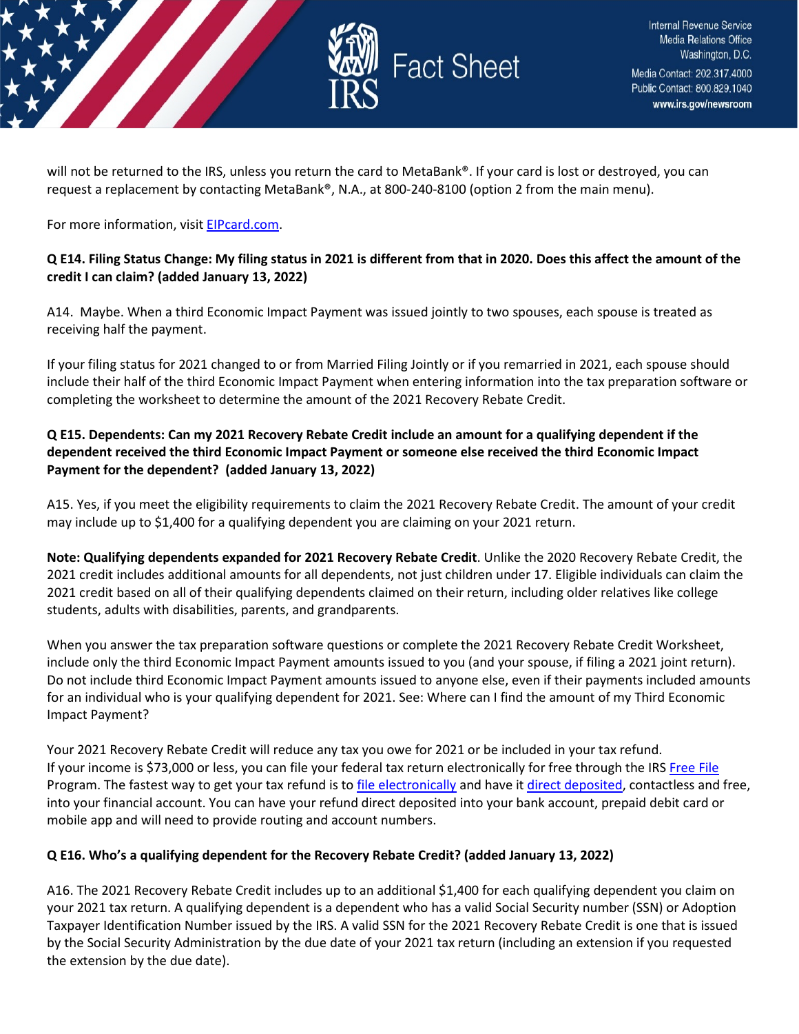will not be returned to the IRS, unless you return the card to MetaBank®. If your card is lost or destroyed, you can request a replacement by contacting MetaBank®, N.A., at 800-240-8100 (option 2 from the main menu).

For more information, visit EIPcard.com.

**Q E14. Filing Status Change: My filing status in 2021 is different from that in 2020. Does this affect the amount of the credit I can claim? (added January 13, 2022)**

A14. Maybe. When a third Economic Impact Payment was issued jointly to two spouses, each spouse is treated as receiving half the payment.

If your filing status for 2021 changed to or from Married Filing Jointly or if you remarried in 2021, each spouse should include their half of the third Economic Impact Payment when entering information into the tax preparation software or completing the worksheet to determine the amount of the 2021 Recovery Rebate Credit.

**Q E15. Dependents: Can my 2021 Recovery Rebate Credit include an amount for a qualifying dependent if the dependent received the third Economic Impact Payment or someone else received the third Economic Impact Payment for the dependent? (added January 13, 2022)**

A15. Yes, if you meet the eligibility requirements to claim the 2021 Recovery Rebate Credit. The amount of your credit may include up to $1,400 for a qualifying dependent you are claiming on your 2021 return.

**Note: Qualifying dependents expanded for 2021 Recovery Rebate Credit**. Unlike the 2020 Recovery Rebate Credit, the 2021 credit includes additional amounts for all dependents, not just children under 17. Eligible individuals can claim the 2021 credit based on all of their qualifying dependents claimed on their return, including older relatives like college students, adults with disabilities, parents, and grandparents.

When you answer the tax preparation software questions or complete the 2021 Recovery Rebate Credit Worksheet, include only the third Economic Impact Payment amounts issued to you (and your spouse, if filing a 2021 joint return). Do not include third Economic Impact Payment amounts issued to anyone else, even if their payments included amounts for an individual who is your qualifying dependent for 2021. See: Where can I find the amount of my Third Economic Impact Payment?

Your 2021 Recovery Rebate Credit will reduce any tax you owe for 2021 or be included in your tax refund. If your income is $73,000 or less, you can file your federal tax return electronically for free through the IRS Free File Program. The fastest way to get your tax refund is to file electronically and have it direct deposited, contactless and free, into your financial account. You can have your refund direct deposited into your bank account, prepaid debit card or mobile app and will need to provide routing and account numbers.

**Q E16. Who's a qualifying dependent for the Recovery Rebate Credit? (added January 13, 2022)**

A16. The 2021 Recovery Rebate Credit includes up to an additional $1,400 for each qualifying dependent you claim on your 2021 tax return. A qualifying dependent is a dependent who has a valid Social Security number (SSN) or Adoption Taxpayer Identification Number issued by the IRS. A valid SSN for the 2021 Recovery Rebate Credit is one that is issued by the Social Security Administration by the due date of your 2021 tax return (including an extension if you requested the extension by the due date).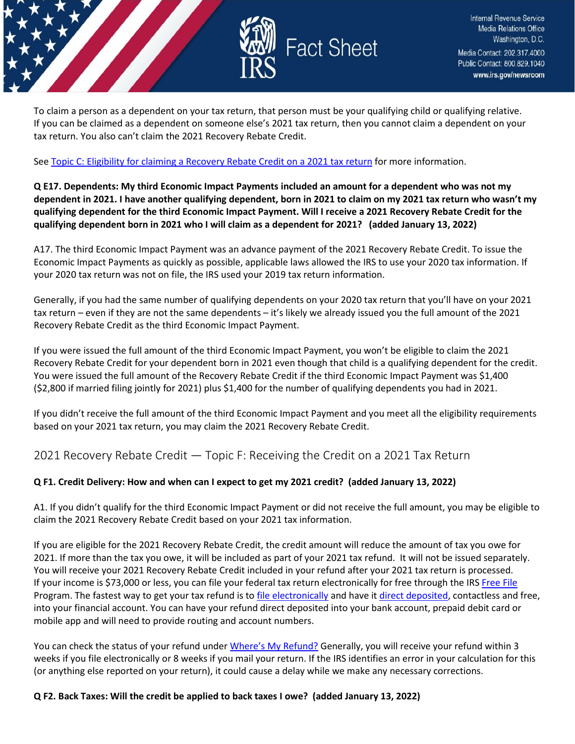To claim a person as a dependent on your tax return, that person must be your qualifying child or qualifying relative. If you can be claimed as a dependent on someone else's 2021 tax return, then you cannot claim a dependent on your tax return. You also can't claim the 2021 Recovery Rebate Credit.

See [Topic C: Eligibility for claiming a Recovery Rebate Credit on a 2021 tax return]() for more information.

**Q E17. Dependents: My third Economic Impact Payments included an amount for a dependent who was not my dependent in 2021. I have another qualifying dependent, born in 2021 to claim on my 2021 tax return who wasn't my qualifying dependent for the third Economic Impact Payment. Will I receive a 2021 Recovery Rebate Credit for the qualifying dependent born in 2021 who I will claim as a dependent for 2021? (added January 13, 2022)**

A17. The third Economic Impact Payment was an advance payment of the 2021 Recovery Rebate Credit. To issue the Economic Impact Payments as quickly as possible, applicable laws allowed the IRS to use your 2020 tax information. If your 2020 tax return was not on file, the IRS used your 2019 tax return information.

Generally, if you had the same number of qualifying dependents on your 2020 tax return that you'll have on your 2021 tax return – even if they are not the same dependents – it's likely we already issued you the full amount of the 2021 Recovery Rebate Credit as the third Economic Impact Payment.

If you were issued the full amount of the third Economic Impact Payment, you won't be eligible to claim the 2021 Recovery Rebate Credit for your dependent born in 2021 even though that child is a qualifying dependent for the credit. You were issued the full amount of the Recovery Rebate Credit if the third Economic Impact Payment was $1,400 ($2,800 if married filing jointly for 2021) plus $1,400 for the number of qualifying dependents you had in 2021.

If you didn't receive the full amount of the third Economic Impact Payment and you meet all the eligibility requirements based on your 2021 tax return, you may claim the 2021 Recovery Rebate Credit.

## 2021 Recovery Rebate Credit — Topic F: Receiving the Credit on a 2021 Tax Return

**Q F1. Credit Delivery: How and when can I expect to get my 2021 credit? (added January 13, 2022)**

A1. If you didn't qualify for the third Economic Impact Payment or did not receive the full amount, you may be eligible to claim the 2021 Recovery Rebate Credit based on your 2021 tax information.

If you are eligible for the 2021 Recovery Rebate Credit, the credit amount will reduce the amount of tax you owe for 2021. If more than the tax you owe, it will be included as part of your 2021 tax refund. It will not be issued separately. You will receive your 2021 Recovery Rebate Credit included in your refund after your 2021 tax return is processed. If your income is $73,000 or less, you can file your federal tax return electronically for free through the IRS [Free File]() Program. The fastest way to get your tax refund is to [file electronically]() and have it [direct deposited](), contactless and free, into your financial account. You can have your refund direct deposited into your bank account, prepaid debit card or mobile app and will need to provide routing and account numbers.

You can check the status of your refund under [Where's My Refund?]() Generally, you will receive your refund within 3 weeks if you file electronically or 8 weeks if you mail your return. If the IRS identifies an error in your calculation for this (or anything else reported on your return), it could cause a delay while we make any necessary corrections.

**Q F2. Back Taxes: Will the credit be applied to back taxes I owe? (added January 13, 2022)**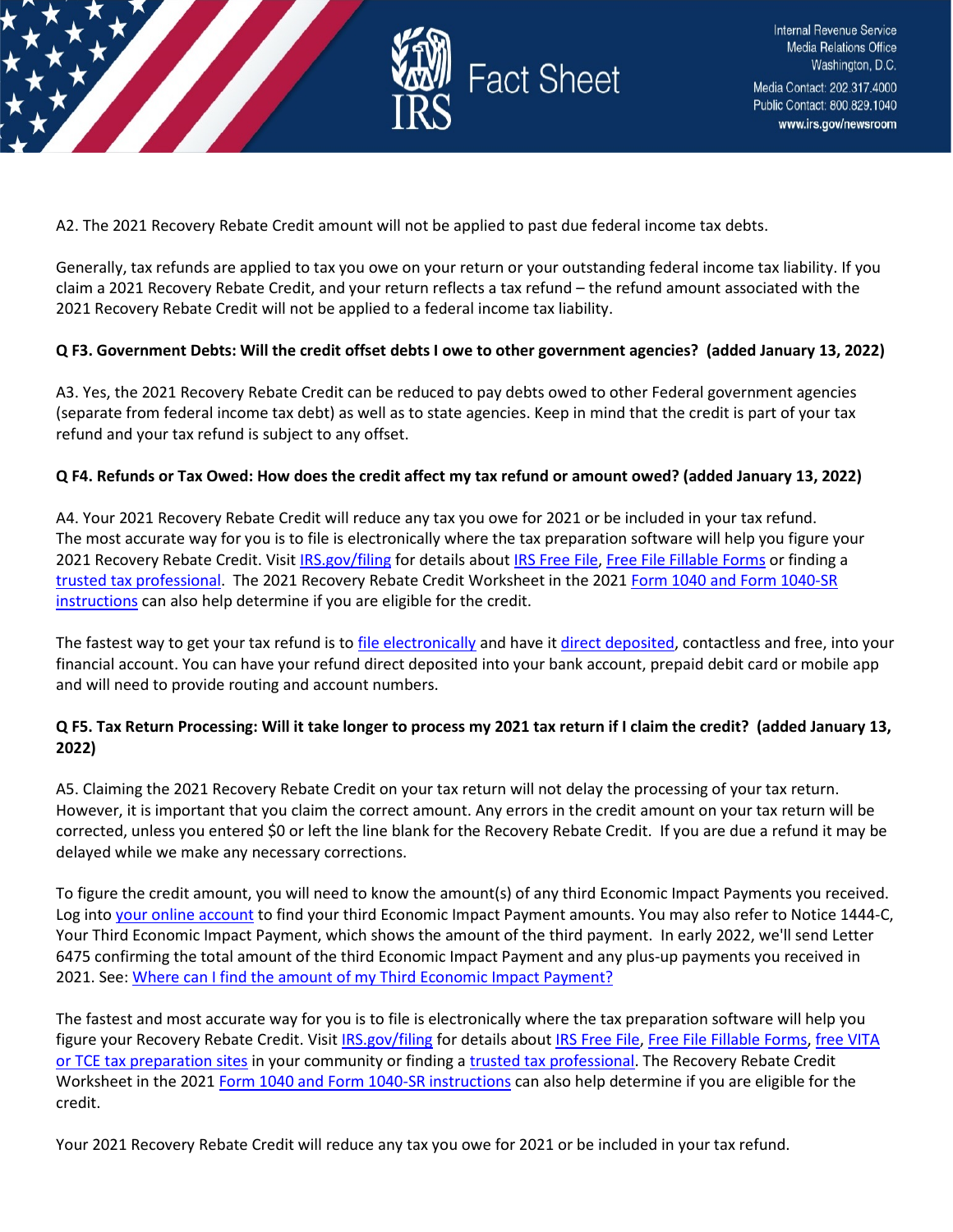A2. The 2021 Recovery Rebate Credit amount will not be applied to past due federal income tax debts.

Generally, tax refunds are applied to tax you owe on your return or your outstanding federal income tax liability. If you claim a 2021 Recovery Rebate Credit, and your return reflects a tax refund – the refund amount associated with the 2021 Recovery Rebate Credit will not be applied to a federal income tax liability.

**Q F3. Government Debts: Will the credit offset debts I owe to other government agencies? (added January 13, 2022)**

A3. Yes, the 2021 Recovery Rebate Credit can be reduced to pay debts owed to other Federal government agencies (separate from federal income tax debt) as well as to state agencies. Keep in mind that the credit is part of your tax refund and your tax refund is subject to any offset.

**Q F4. Refunds or Tax Owed: How does the credit affect my tax refund or amount owed? (added January 13, 2022)**

A4. Your 2021 Recovery Rebate Credit will reduce any tax you owe for 2021 or be included in your tax refund. The most accurate way for you is to file is electronically where the tax preparation software will help you figure your 2021 Recovery Rebate Credit. Visit IRS.gov/filing for details about IRS Free File, Free File Fillable Forms or finding a trusted tax professional. The 2021 Recovery Rebate Credit Worksheet in the 2021 Form 1040 and Form 1040-SR instructions can also help determine if you are eligible for the credit.

The fastest way to get your tax refund is to file electronically and have it direct deposited, contactless and free, into your financial account. You can have your refund direct deposited into your bank account, prepaid debit card or mobile app and will need to provide routing and account numbers.

**Q F5. Tax Return Processing: Will it take longer to process my 2021 tax return if I claim the credit? (added January 13, 2022)**

A5. Claiming the 2021 Recovery Rebate Credit on your tax return will not delay the processing of your tax return. However, it is important that you claim the correct amount. Any errors in the credit amount on your tax return will be corrected, unless you entered $0 or left the line blank for the Recovery Rebate Credit. If you are due a refund it may be delayed while we make any necessary corrections.

To figure the credit amount, you will need to know the amount(s) of any third Economic Impact Payments you received. Log into your online account to find your third Economic Impact Payment amounts. You may also refer to Notice 1444-C, Your Third Economic Impact Payment, which shows the amount of the third payment. In early 2022, we'll send Letter 6475 confirming the total amount of the third Economic Impact Payment and any plus-up payments you received in 2021. See: Where can I find the amount of my Third Economic Impact Payment?

The fastest and most accurate way for you is to file is electronically where the tax preparation software will help you figure your Recovery Rebate Credit. Visit IRS.gov/filing for details about IRS Free File, Free File Fillable Forms, free VITA or TCE tax preparation sites in your community or finding a trusted tax professional. The Recovery Rebate Credit Worksheet in the 2021 Form 1040 and Form 1040-SR instructions can also help determine if you are eligible for the credit.

Your 2021 Recovery Rebate Credit will reduce any tax you owe for 2021 or be included in your tax refund.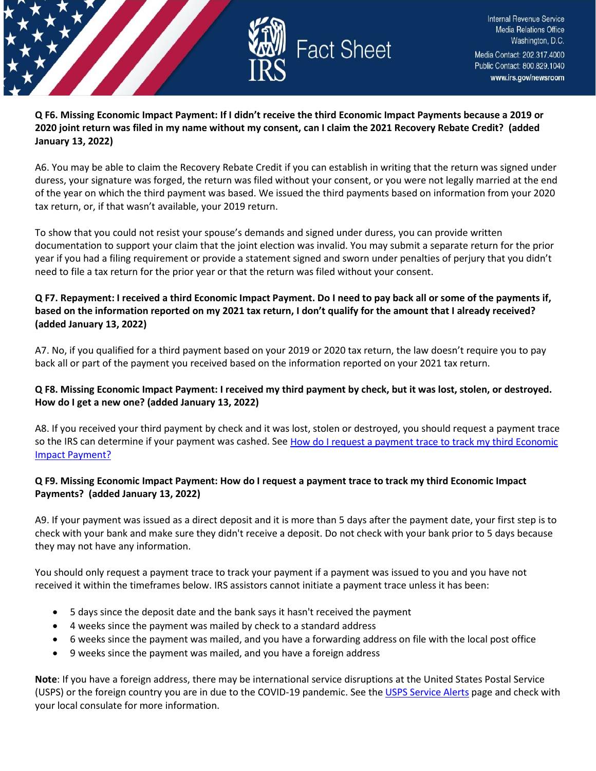**Q F6. Missing Economic Impact Payment: If I didn't receive the third Economic Impact Payments because a 2019 or 2020 joint return was filed in my name without my consent, can I claim the 2021 Recovery Rebate Credit? (added January 13, 2022)**

A6. You may be able to claim the Recovery Rebate Credit if you can establish in writing that the return was signed under duress, your signature was forged, the return was filed without your consent, or you were not legally married at the end of the year on which the third payment was based. We issued the third payments based on information from your 2020 tax return, or, if that wasn't available, your 2019 return.

To show that you could not resist your spouse's demands and signed under duress, you can provide written documentation to support your claim that the joint election was invalid. You may submit a separate return for the prior year if you had a filing requirement or provide a statement signed and sworn under penalties of perjury that you didn't need to file a tax return for the prior year or that the return was filed without your consent.

**Q F7. Repayment: I received a third Economic Impact Payment. Do I need to pay back all or some of the payments if, based on the information reported on my 2021 tax return, I don't qualify for the amount that I already received? (added January 13, 2022)**

A7. No, if you qualified for a third payment based on your 2019 or 2020 tax return, the law doesn't require you to pay back all or part of the payment you received based on the information reported on your 2021 tax return.

**Q F8. Missing Economic Impact Payment: I received my third payment by check, but it was lost, stolen, or destroyed. How do I get a new one? (added January 13, 2022)**

A8. If you received your third payment by check and it was lost, stolen or destroyed, you should request a payment trace so the IRS can determine if your payment was cashed. See [How do I request a payment trace to track my third Economic Impact Payment?]

**Q F9. Missing Economic Impact Payment: How do I request a payment trace to track my third Economic Impact Payments? (added January 13, 2022)**

A9. If your payment was issued as a direct deposit and it is more than 5 days after the payment date, your first step is to check with your bank and make sure they didn't receive a deposit. Do not check with your bank prior to 5 days because they may not have any information.

You should only request a payment trace to track your payment if a payment was issued to you and you have not received it within the timeframes below. IRS assistors cannot initiate a payment trace unless it has been:

- 5 days since the deposit date and the bank says it hasn't received the payment
- 4 weeks since the payment was mailed by check to a standard address
- 6 weeks since the payment was mailed, and you have a forwarding address on file with the local post office
- 9 weeks since the payment was mailed, and you have a foreign address

**Note**: If you have a foreign address, there may be international service disruptions at the United States Postal Service (USPS) or the foreign country you are in due to the COVID-19 pandemic. See the [USPS Service Alerts] page and check with your local consulate for more information.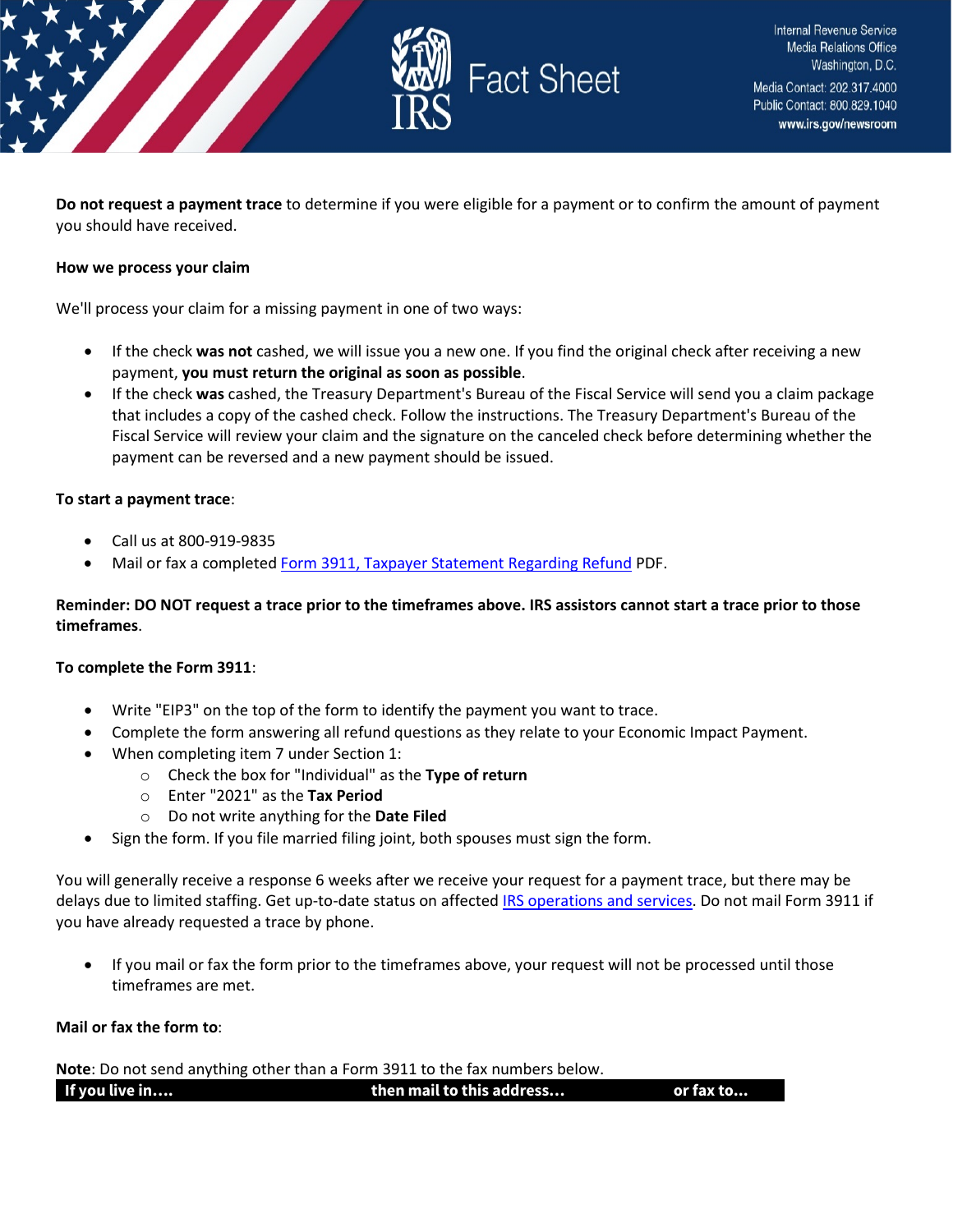**Do not request a payment trace** to determine if you were eligible for a payment or to confirm the amount of payment you should have received.

**How we process your claim**

We'll process your claim for a missing payment in one of two ways:

- If the check **was not** cashed, we will issue you a new one. If you find the original check after receiving a new payment, **you must return the original as soon as possible**.
- If the check **was** cashed, the Treasury Department's Bureau of the Fiscal Service will send you a claim package that includes a copy of the cashed check. Follow the instructions. The Treasury Department's Bureau of the Fiscal Service will review your claim and the signature on the canceled check before determining whether the payment can be reversed and a new payment should be issued.

**To start a payment trace**:

- Call us at 800-919-9835
- Mail or fax a completed [Form 3911, Taxpayer Statement Regarding Refund](Form 3911, Taxpayer Statement Regarding Refund) PDF.

**Reminder: DO NOT request a trace prior to the timeframes above. IRS assistors cannot start a trace prior to those timeframes**.

**To complete the Form 3911**:

- Write "EIP3" on the top of the form to identify the payment you want to trace.
- Complete the form answering all refund questions as they relate to your Economic Impact Payment.
- When completing item 7 under Section 1:
  - Check the box for "Individual" as the **Type of return**
  - Enter "2021" as the **Tax Period**
  - Do not write anything for the **Date Filed**
- Sign the form. If you file married filing joint, both spouses must sign the form.

You will generally receive a response 6 weeks after we receive your request for a payment trace, but there may be delays due to limited staffing. Get up-to-date status on affected [IRS operations and services](IRS operations and services). Do not mail Form 3911 if you have already requested a trace by phone.

- If you mail or fax the form prior to the timeframes above, your request will not be processed until those timeframes are met.

**Mail or fax the form to**:

**Note**: Do not send anything other than a Form 3911 to the fax numbers below.

| If you live in…. | then mail to this address… | or fax to… |
| --- | --- | --- |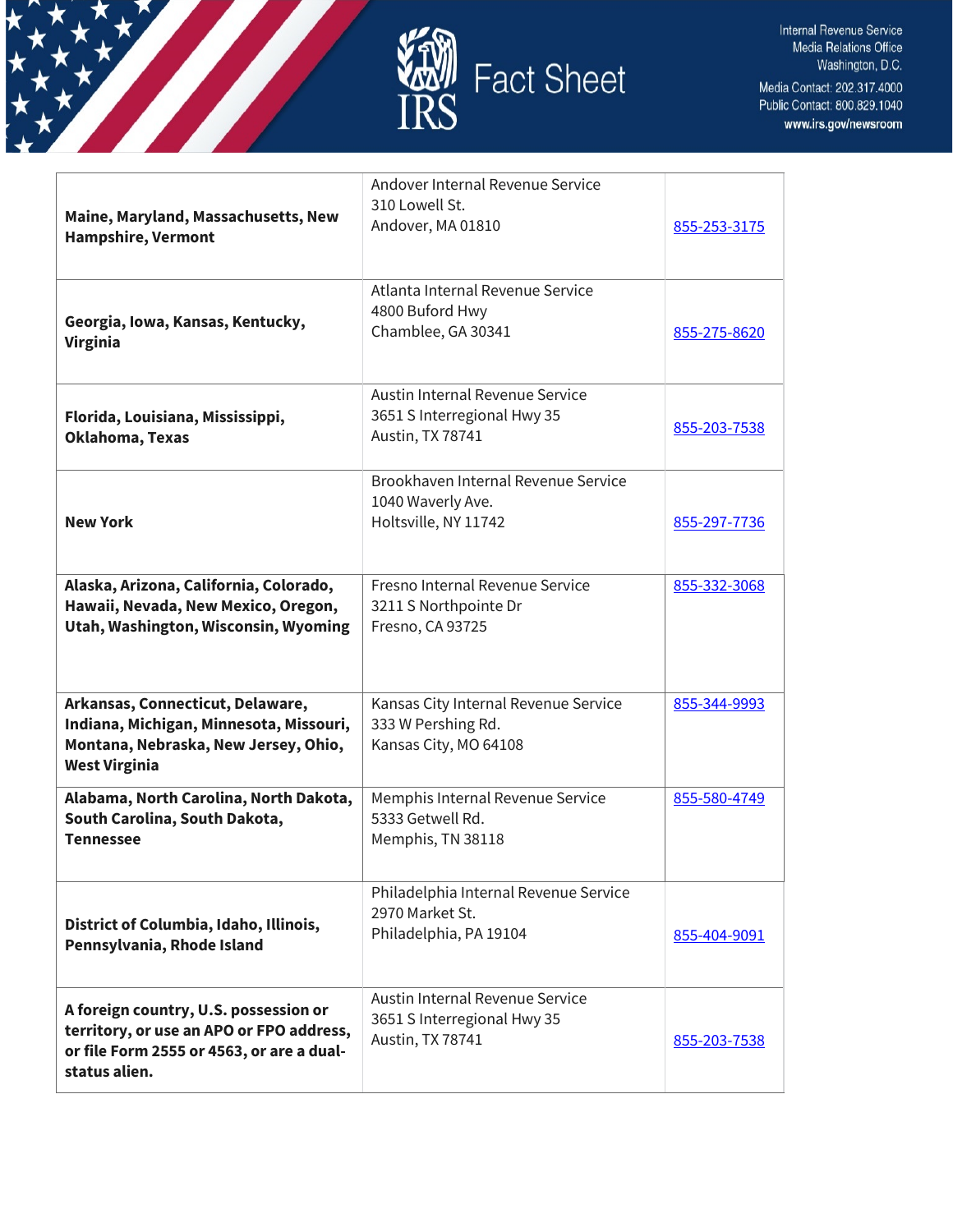| | | |
|---|---|---|
| **Maine, Maryland, Massachusetts, New Hampshire, Vermont** | Andover Internal Revenue Service<br>310 Lowell St.<br>Andover, MA 01810 | 855-253-3175 |
| **Georgia, Iowa, Kansas, Kentucky, Virginia** | Atlanta Internal Revenue Service<br>4800 Buford Hwy<br>Chamblee, GA 30341 | 855-275-8620 |
| **Florida, Louisiana, Mississippi, Oklahoma, Texas** | Austin Internal Revenue Service<br>3651 S Interregional Hwy 35<br>Austin, TX 78741 | 855-203-7538 |
| **New York** | Brookhaven Internal Revenue Service<br>1040 Waverly Ave.<br>Holtsville, NY 11742 | 855-297-7736 |
| **Alaska, Arizona, California, Colorado, Hawaii, Nevada, New Mexico, Oregon, Utah, Washington, Wisconsin, Wyoming** | Fresno Internal Revenue Service<br>3211 S Northpointe Dr<br>Fresno, CA 93725 | 855-332-3068 |
| **Arkansas, Connecticut, Delaware, Indiana, Michigan, Minnesota, Missouri, Montana, Nebraska, New Jersey, Ohio, West Virginia** | Kansas City Internal Revenue Service<br>333 W Pershing Rd.<br>Kansas City, MO 64108 | 855-344-9993 |
| **Alabama, North Carolina, North Dakota, South Carolina, South Dakota, Tennessee** | Memphis Internal Revenue Service<br>5333 Getwell Rd.<br>Memphis, TN 38118 | 855-580-4749 |
| **District of Columbia, Idaho, Illinois, Pennsylvania, Rhode Island** | Philadelphia Internal Revenue Service<br>2970 Market St.<br>Philadelphia, PA 19104 | 855-404-9091 |
| **A foreign country, U.S. possession or territory, or use an APO or FPO address, or file Form 2555 or 4563, or are a dual-status alien.** | Austin Internal Revenue Service<br>3651 S Interregional Hwy 35<br>Austin, TX 78741 | 855-203-7538 |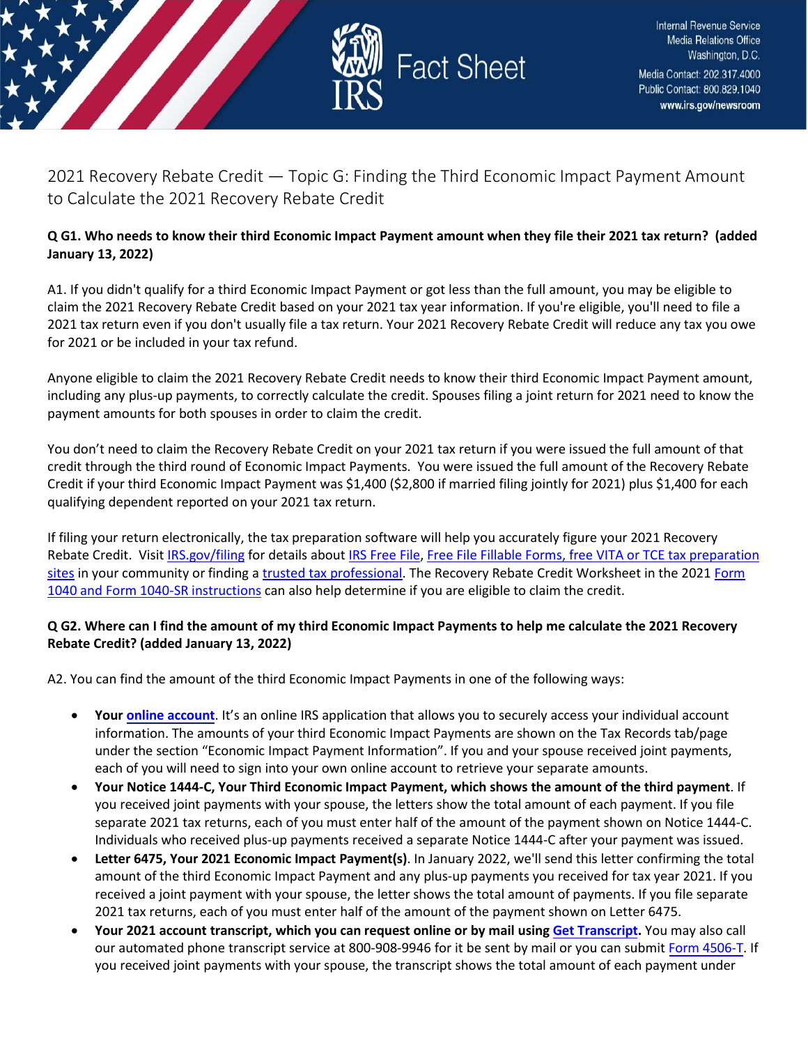2021 Recovery Rebate Credit — Topic G: Finding the Third Economic Impact Payment Amount to Calculate the 2021 Recovery Rebate Credit

**Q G1. Who needs to know their third Economic Impact Payment amount when they file their 2021 tax return? (added January 13, 2022)**

A1. If you didn't qualify for a third Economic Impact Payment or got less than the full amount, you may be eligible to claim the 2021 Recovery Rebate Credit based on your 2021 tax year information. If you're eligible, you'll need to file a 2021 tax return even if you don't usually file a tax return. Your 2021 Recovery Rebate Credit will reduce any tax you owe for 2021 or be included in your tax refund.

Anyone eligible to claim the 2021 Recovery Rebate Credit needs to know their third Economic Impact Payment amount, including any plus-up payments, to correctly calculate the credit. Spouses filing a joint return for 2021 need to know the payment amounts for both spouses in order to claim the credit.

You don't need to claim the Recovery Rebate Credit on your 2021 tax return if you were issued the full amount of that credit through the third round of Economic Impact Payments. You were issued the full amount of the Recovery Rebate Credit if your third Economic Impact Payment was $1,400 ($2,800 if married filing jointly for 2021) plus $1,400 for each qualifying dependent reported on your 2021 tax return.

If filing your return electronically, the tax preparation software will help you accurately figure your 2021 Recovery Rebate Credit. Visit IRS.gov/filing for details about IRS Free File, Free File Fillable Forms, free VITA or TCE tax preparation sites in your community or finding a trusted tax professional. The Recovery Rebate Credit Worksheet in the 2021 Form 1040 and Form 1040-SR instructions can also help determine if you are eligible to claim the credit.

**Q G2. Where can I find the amount of my third Economic Impact Payments to help me calculate the 2021 Recovery Rebate Credit? (added January 13, 2022)**

A2. You can find the amount of the third Economic Impact Payments in one of the following ways:

- **Your online account**. It's an online IRS application that allows you to securely access your individual account information. The amounts of your third Economic Impact Payments are shown on the Tax Records tab/page under the section "Economic Impact Payment Information". If you and your spouse received joint payments, each of you will need to sign into your own online account to retrieve your separate amounts.
- **Your Notice 1444-C, Your Third Economic Impact Payment, which shows the amount of the third payment**. If you received joint payments with your spouse, the letters show the total amount of each payment. If you file separate 2021 tax returns, each of you must enter half of the amount of the payment shown on Notice 1444-C. Individuals who received plus-up payments received a separate Notice 1444-C after your payment was issued.
- **Letter 6475, Your 2021 Economic Impact Payment(s)**. In January 2022, we'll send this letter confirming the total amount of the third Economic Impact Payment and any plus-up payments you received for tax year 2021. If you received a joint payment with your spouse, the letter shows the total amount of payments. If you file separate 2021 tax returns, each of you must enter half of the amount of the payment shown on Letter 6475.
- **Your 2021 account transcript, which you can request online or by mail using Get Transcript.** You may also call our automated phone transcript service at 800-908-9946 for it be sent by mail or you can submit Form 4506-T. If you received joint payments with your spouse, the transcript shows the total amount of each payment under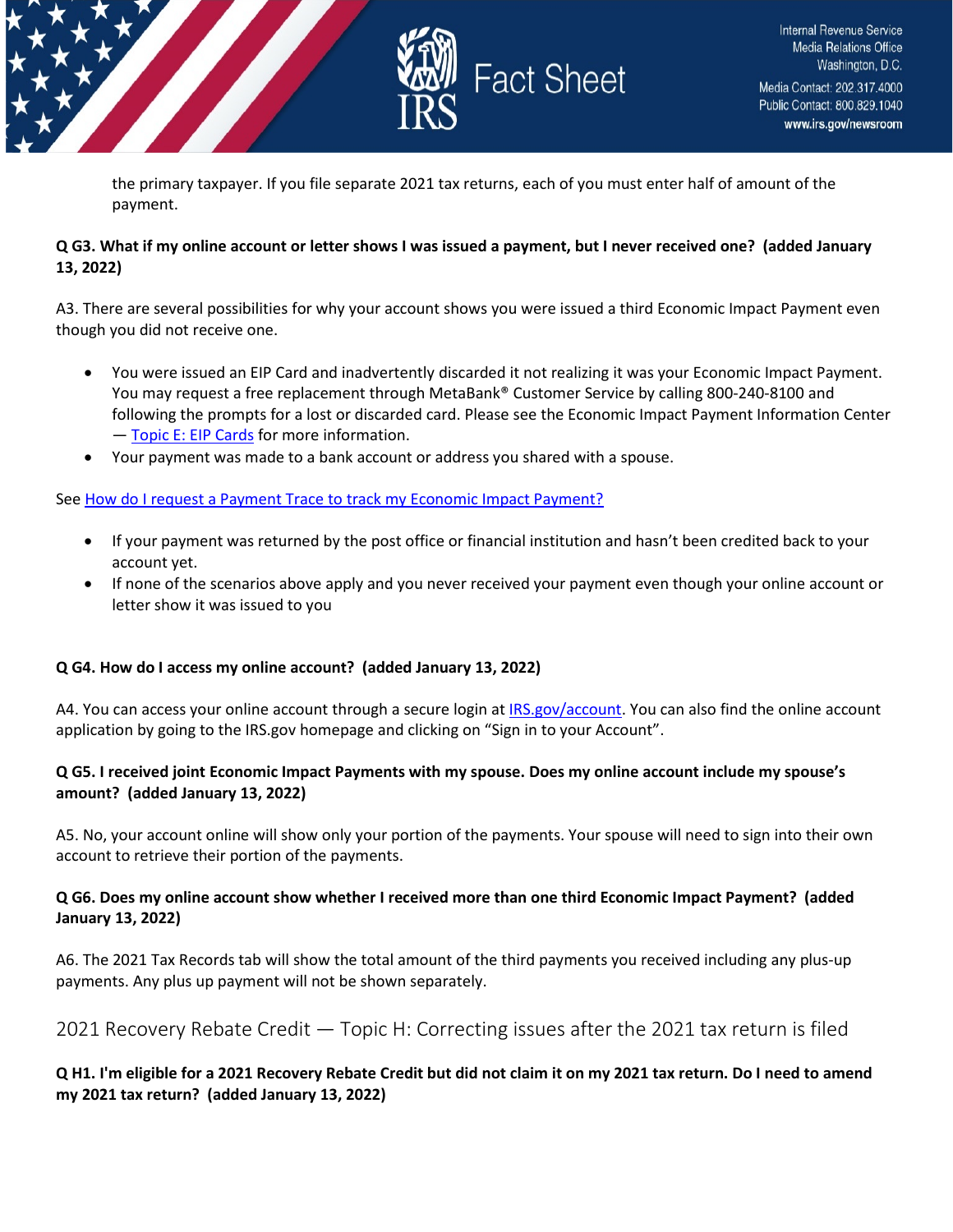the primary taxpayer. If you file separate 2021 tax returns, each of you must enter half of amount of the payment.

**Q G3. What if my online account or letter shows I was issued a payment, but I never received one? (added January 13, 2022)**

A3. There are several possibilities for why your account shows you were issued a third Economic Impact Payment even though you did not receive one.

- You were issued an EIP Card and inadvertently discarded it not realizing it was your Economic Impact Payment. You may request a free replacement through MetaBank® Customer Service by calling 800-240-8100 and following the prompts for a lost or discarded card. Please see the Economic Impact Payment Information Center — Topic E: EIP Cards for more information.
- Your payment was made to a bank account or address you shared with a spouse.

See How do I request a Payment Trace to track my Economic Impact Payment?

- If your payment was returned by the post office or financial institution and hasn't been credited back to your account yet.
- If none of the scenarios above apply and you never received your payment even though your online account or letter show it was issued to you

**Q G4. How do I access my online account? (added January 13, 2022)**

A4. You can access your online account through a secure login at IRS.gov/account. You can also find the online account application by going to the IRS.gov homepage and clicking on "Sign in to your Account".

**Q G5. I received joint Economic Impact Payments with my spouse. Does my online account include my spouse's amount? (added January 13, 2022)**

A5. No, your account online will show only your portion of the payments. Your spouse will need to sign into their own account to retrieve their portion of the payments.

**Q G6. Does my online account show whether I received more than one third Economic Impact Payment? (added January 13, 2022)**

A6. The 2021 Tax Records tab will show the total amount of the third payments you received including any plus-up payments. Any plus up payment will not be shown separately.

## 2021 Recovery Rebate Credit — Topic H: Correcting issues after the 2021 tax return is filed

**Q H1. I'm eligible for a 2021 Recovery Rebate Credit but did not claim it on my 2021 tax return. Do I need to amend my 2021 tax return? (added January 13, 2022)**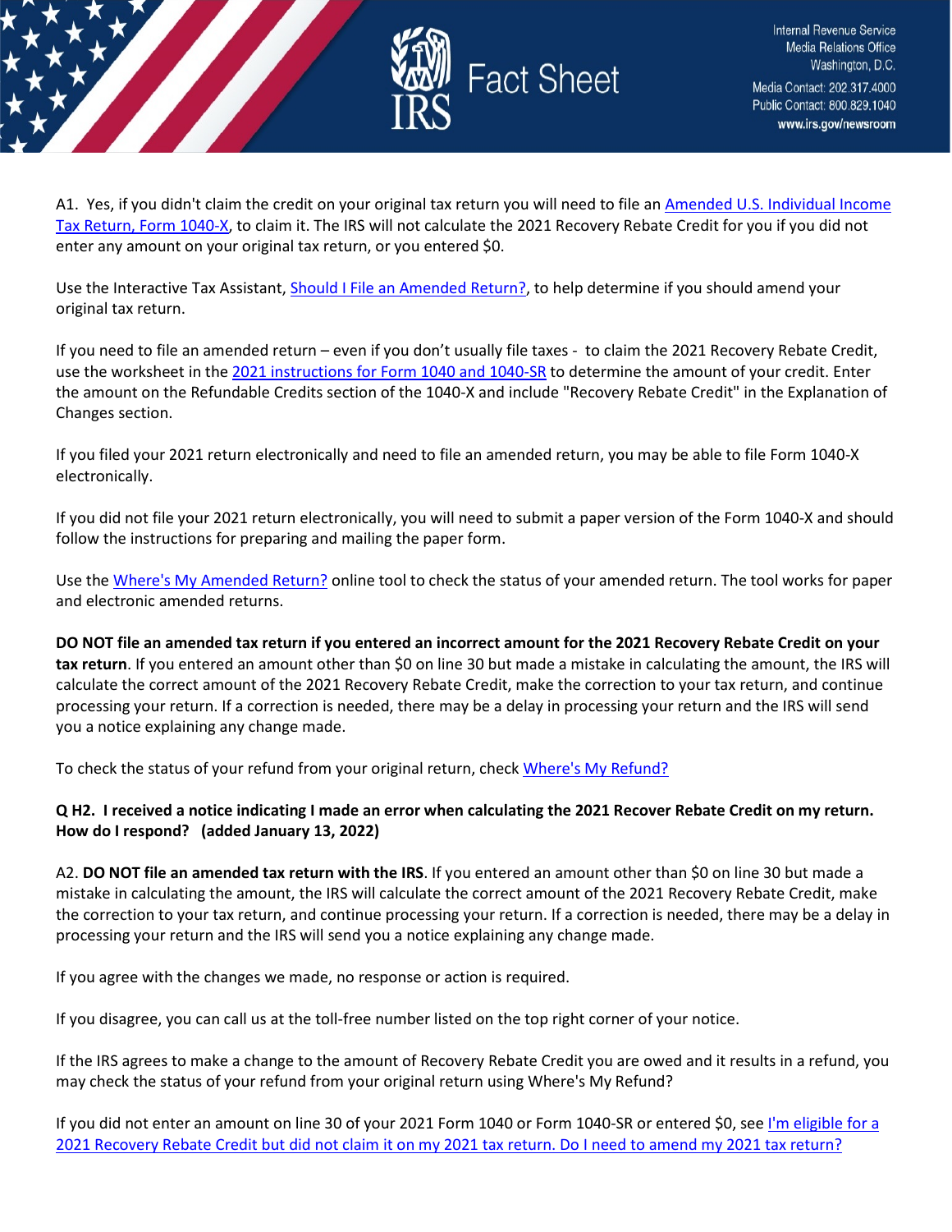A1. Yes, if you didn't claim the credit on your original tax return you will need to file an Amended U.S. Individual Income Tax Return, Form 1040-X, to claim it. The IRS will not calculate the 2021 Recovery Rebate Credit for you if you did not enter any amount on your original tax return, or you entered $0.

Use the Interactive Tax Assistant, Should I File an Amended Return?, to help determine if you should amend your original tax return.

If you need to file an amended return – even if you don't usually file taxes - to claim the 2021 Recovery Rebate Credit, use the worksheet in the 2021 instructions for Form 1040 and 1040-SR to determine the amount of your credit. Enter the amount on the Refundable Credits section of the 1040-X and include "Recovery Rebate Credit" in the Explanation of Changes section.

If you filed your 2021 return electronically and need to file an amended return, you may be able to file Form 1040-X electronically.

If you did not file your 2021 return electronically, you will need to submit a paper version of the Form 1040-X and should follow the instructions for preparing and mailing the paper form.

Use the Where's My Amended Return? online tool to check the status of your amended return. The tool works for paper and electronic amended returns.

**DO NOT file an amended tax return if you entered an incorrect amount for the 2021 Recovery Rebate Credit on your tax return**. If you entered an amount other than $0 on line 30 but made a mistake in calculating the amount, the IRS will calculate the correct amount of the 2021 Recovery Rebate Credit, make the correction to your tax return, and continue processing your return. If a correction is needed, there may be a delay in processing your return and the IRS will send you a notice explaining any change made.

To check the status of your refund from your original return, check Where's My Refund?

**Q H2. I received a notice indicating I made an error when calculating the 2021 Recover Rebate Credit on my return. How do I respond? (added January 13, 2022)**

A2. **DO NOT file an amended tax return with the IRS**. If you entered an amount other than $0 on line 30 but made a mistake in calculating the amount, the IRS will calculate the correct amount of the 2021 Recovery Rebate Credit, make the correction to your tax return, and continue processing your return. If a correction is needed, there may be a delay in processing your return and the IRS will send you a notice explaining any change made.

If you agree with the changes we made, no response or action is required.

If you disagree, you can call us at the toll-free number listed on the top right corner of your notice.

If the IRS agrees to make a change to the amount of Recovery Rebate Credit you are owed and it results in a refund, you may check the status of your refund from your original return using Where's My Refund?

If you did not enter an amount on line 30 of your 2021 Form 1040 or Form 1040-SR or entered $0, see I'm eligible for a 2021 Recovery Rebate Credit but did not claim it on my 2021 tax return. Do I need to amend my 2021 tax return?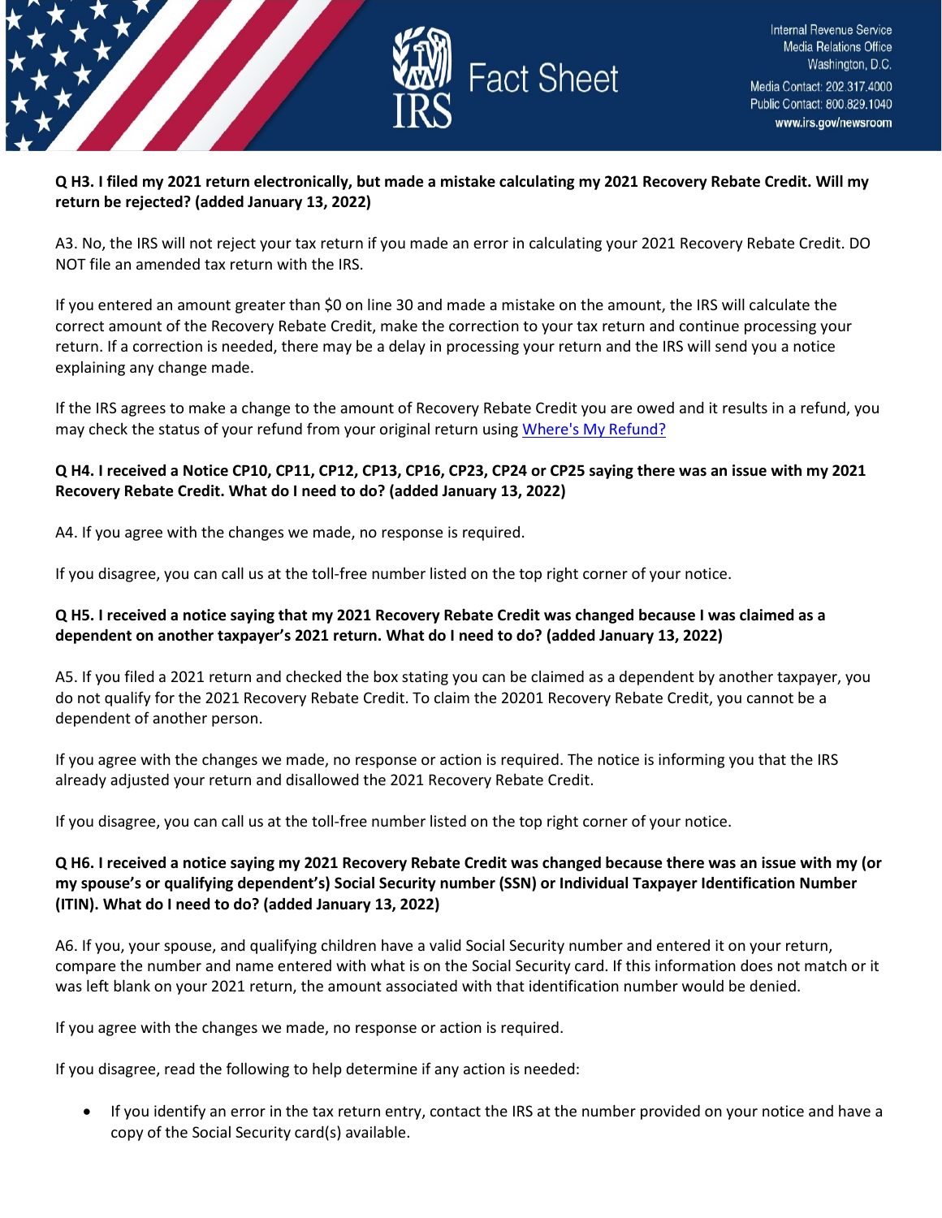**Q H3. I filed my 2021 return electronically, but made a mistake calculating my 2021 Recovery Rebate Credit. Will my return be rejected? (added January 13, 2022)**

A3. No, the IRS will not reject your tax return if you made an error in calculating your 2021 Recovery Rebate Credit. DO NOT file an amended tax return with the IRS.

If you entered an amount greater than $0 on line 30 and made a mistake on the amount, the IRS will calculate the correct amount of the Recovery Rebate Credit, make the correction to your tax return and continue processing your return. If a correction is needed, there may be a delay in processing your return and the IRS will send you a notice explaining any change made.

If the IRS agrees to make a change to the amount of Recovery Rebate Credit you are owed and it results in a refund, you may check the status of your refund from your original return using [Where's My Refund?]

**Q H4. I received a Notice CP10, CP11, CP12, CP13, CP16, CP23, CP24 or CP25 saying there was an issue with my 2021 Recovery Rebate Credit. What do I need to do? (added January 13, 2022)**

A4. If you agree with the changes we made, no response is required.

If you disagree, you can call us at the toll-free number listed on the top right corner of your notice.

**Q H5. I received a notice saying that my 2021 Recovery Rebate Credit was changed because I was claimed as a dependent on another taxpayer's 2021 return. What do I need to do? (added January 13, 2022)**

A5. If you filed a 2021 return and checked the box stating you can be claimed as a dependent by another taxpayer, you do not qualify for the 2021 Recovery Rebate Credit. To claim the 20201 Recovery Rebate Credit, you cannot be a dependent of another person.

If you agree with the changes we made, no response or action is required. The notice is informing you that the IRS already adjusted your return and disallowed the 2021 Recovery Rebate Credit.

If you disagree, you can call us at the toll-free number listed on the top right corner of your notice.

**Q H6. I received a notice saying my 2021 Recovery Rebate Credit was changed because there was an issue with my (or my spouse's or qualifying dependent's) Social Security number (SSN) or Individual Taxpayer Identification Number (ITIN). What do I need to do? (added January 13, 2022)**

A6. If you, your spouse, and qualifying children have a valid Social Security number and entered it on your return, compare the number and name entered with what is on the Social Security card. If this information does not match or it was left blank on your 2021 return, the amount associated with that identification number would be denied.

If you agree with the changes we made, no response or action is required.

If you disagree, read the following to help determine if any action is needed:

- If you identify an error in the tax return entry, contact the IRS at the number provided on your notice and have a copy of the Social Security card(s) available.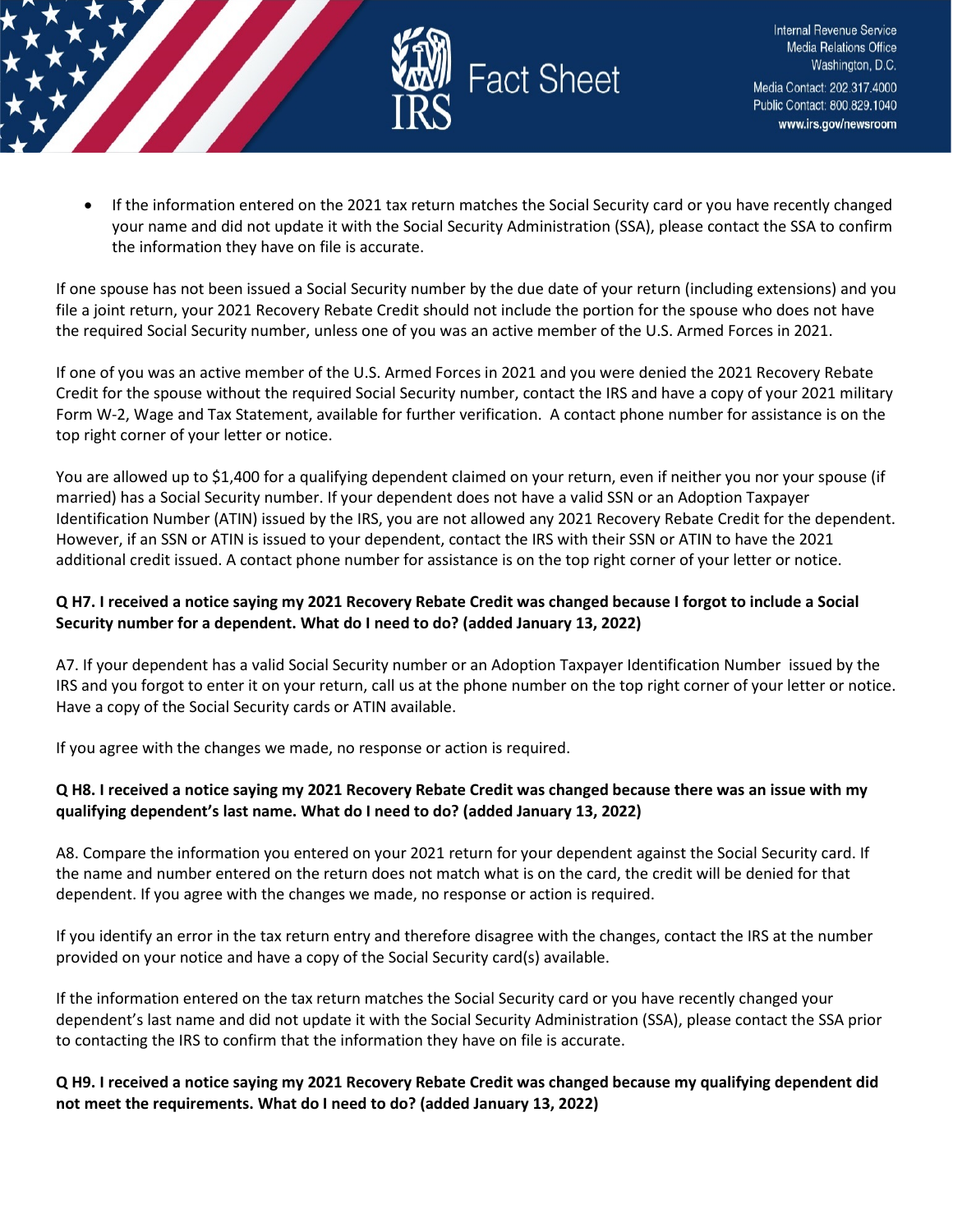- If the information entered on the 2021 tax return matches the Social Security card or you have recently changed your name and did not update it with the Social Security Administration (SSA), please contact the SSA to confirm the information they have on file is accurate.

If one spouse has not been issued a Social Security number by the due date of your return (including extensions) and you file a joint return, your 2021 Recovery Rebate Credit should not include the portion for the spouse who does not have the required Social Security number, unless one of you was an active member of the U.S. Armed Forces in 2021.

If one of you was an active member of the U.S. Armed Forces in 2021 and you were denied the 2021 Recovery Rebate Credit for the spouse without the required Social Security number, contact the IRS and have a copy of your 2021 military Form W-2, Wage and Tax Statement, available for further verification. A contact phone number for assistance is on the top right corner of your letter or notice.

You are allowed up to $1,400 for a qualifying dependent claimed on your return, even if neither you nor your spouse (if married) has a Social Security number. If your dependent does not have a valid SSN or an Adoption Taxpayer Identification Number (ATIN) issued by the IRS, you are not allowed any 2021 Recovery Rebate Credit for the dependent. However, if an SSN or ATIN is issued to your dependent, contact the IRS with their SSN or ATIN to have the 2021 additional credit issued. A contact phone number for assistance is on the top right corner of your letter or notice.

**Q H7. I received a notice saying my 2021 Recovery Rebate Credit was changed because I forgot to include a Social Security number for a dependent. What do I need to do? (added January 13, 2022)**

A7. If your dependent has a valid Social Security number or an Adoption Taxpayer Identification Number issued by the IRS and you forgot to enter it on your return, call us at the phone number on the top right corner of your letter or notice. Have a copy of the Social Security cards or ATIN available.

If you agree with the changes we made, no response or action is required.

**Q H8. I received a notice saying my 2021 Recovery Rebate Credit was changed because there was an issue with my qualifying dependent's last name. What do I need to do? (added January 13, 2022)**

A8. Compare the information you entered on your 2021 return for your dependent against the Social Security card. If the name and number entered on the return does not match what is on the card, the credit will be denied for that dependent. If you agree with the changes we made, no response or action is required.

If you identify an error in the tax return entry and therefore disagree with the changes, contact the IRS at the number provided on your notice and have a copy of the Social Security card(s) available.

If the information entered on the tax return matches the Social Security card or you have recently changed your dependent's last name and did not update it with the Social Security Administration (SSA), please contact the SSA prior to contacting the IRS to confirm that the information they have on file is accurate.

**Q H9. I received a notice saying my 2021 Recovery Rebate Credit was changed because my qualifying dependent did not meet the requirements. What do I need to do? (added January 13, 2022)**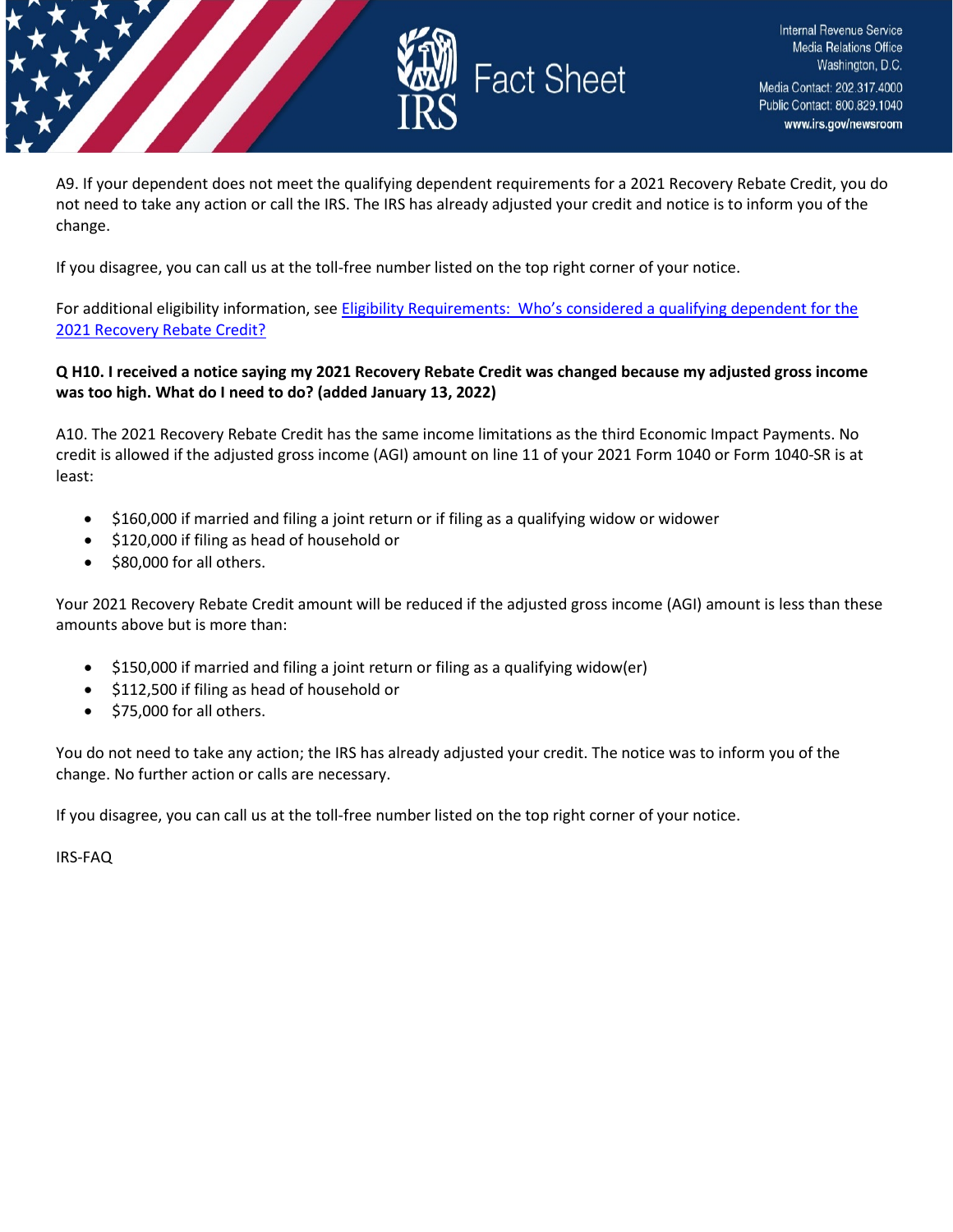A9. If your dependent does not meet the qualifying dependent requirements for a 2021 Recovery Rebate Credit, you do not need to take any action or call the IRS. The IRS has already adjusted your credit and notice is to inform you of the change.

If you disagree, you can call us at the toll-free number listed on the top right corner of your notice.

For additional eligibility information, see [Eligibility Requirements: Who's considered a qualifying dependent for the 2021 Recovery Rebate Credit?]()

**Q H10. I received a notice saying my 2021 Recovery Rebate Credit was changed because my adjusted gross income was too high. What do I need to do? (added January 13, 2022)**

A10. The 2021 Recovery Rebate Credit has the same income limitations as the third Economic Impact Payments. No credit is allowed if the adjusted gross income (AGI) amount on line 11 of your 2021 Form 1040 or Form 1040-SR is at least:

- $160,000 if married and filing a joint return or if filing as a qualifying widow or widower
- $120,000 if filing as head of household or
- $80,000 for all others.

Your 2021 Recovery Rebate Credit amount will be reduced if the adjusted gross income (AGI) amount is less than these amounts above but is more than:

- $150,000 if married and filing a joint return or filing as a qualifying widow(er)
- $112,500 if filing as head of household or
- $75,000 for all others.

You do not need to take any action; the IRS has already adjusted your credit. The notice was to inform you of the change. No further action or calls are necessary.

If you disagree, you can call us at the toll-free number listed on the top right corner of your notice.

IRS-FAQ